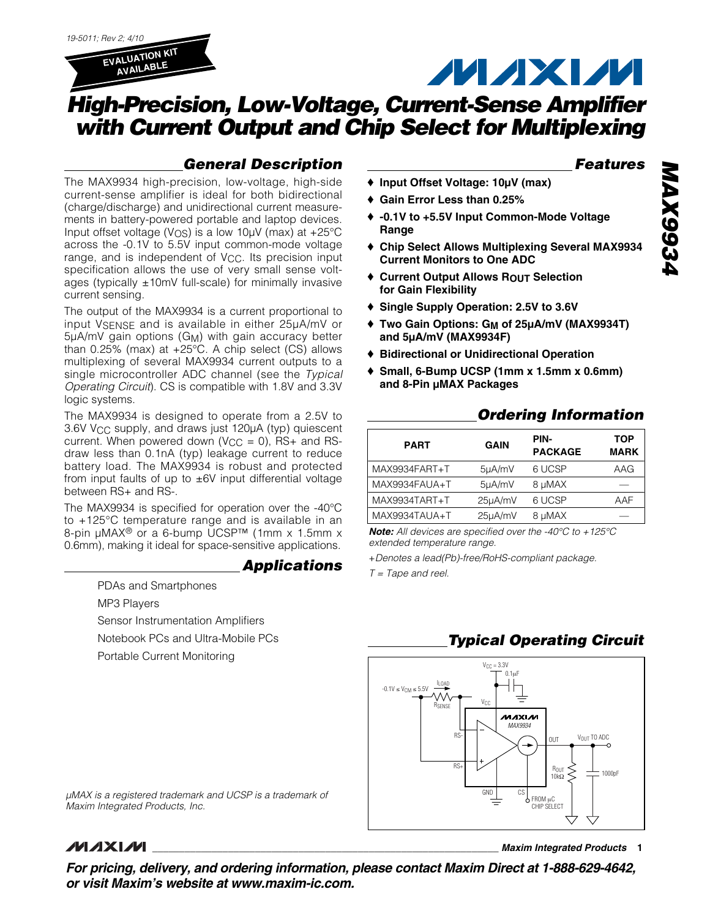19-5011; Rev 2; 4/10

EVALUATION KIT AVAILABLE

# High-Precision, Low-Voltage, Current-Sense Amplifier with Current Output and Chip Select for Multiplexing

## General Description

The MAX9934 high-precision, low-voltage, high-side current-sense amplifier is ideal for both bidirectional (charge/discharge) and unidirectional current measurements in battery-powered portable and laptop devices. Input offset voltage ($V_{OS}$) is a low 10µV (max) at +25°C across the -0.1V to 5.5V input common-mode voltage range, and is independent of $V_{CC}$. Its precision input specification allows the use of very small sense voltages (typically ±10mV full-scale) for minimally invasive current sensing.

The output of the MAX9934 is a current proportional to input $V_{SENSE}$ and is available in either 25µA/mV or 5µA/mV gain options ($G_M$) with gain accuracy better than 0.25% (max) at +25°C. A chip select (CS) allows multiplexing of several MAX9934 current outputs to a single microcontroller ADC channel (see the *Typical Operating Circuit*). CS is compatible with 1.8V and 3.3V logic systems.

The MAX9934 is designed to operate from a 2.5V to 3.6V $V_{CC}$ supply, and draws just 120µA (typ) quiescent current. When powered down ($V_{CC}$ = 0), RS+ and RS- draw less than 0.1nA (typ) leakage current to reduce battery load. The MAX9934 is robust and protected from input faults of up to ±6V input differential voltage between RS+ and RS-.

The MAX9934 is specified for operation over the -40°C to +125°C temperature range and is available in an 8-pin µMAX® or a 6-bump UCSP™ (1mm x 1.5mm x 0.6mm), making it ideal for space-sensitive applications.

## Applications

PDAs and Smartphones

MP3 Players

Sensor Instrumentation Amplifiers

Notebook PCs and Ultra-Mobile PCs

Portable Current Monitoring

## Features

- ♦ Input Offset Voltage: 10µV (max)
- ♦ Gain Error Less than 0.25%
- ♦ -0.1V to +5.5V Input Common-Mode Voltage Range
- ♦ Chip Select Allows Multiplexing Several MAX9934 Current Monitors to One ADC
- ♦ Current Output Allows $R_{OUT}$ Selection for Gain Flexibility
- ♦ Single Supply Operation: 2.5V to 3.6V
- ♦ Two Gain Options: $G_M$ of 25µA/mV (MAX9934T) and 5µA/mV (MAX9934F)
- ♦ Bidirectional or Unidirectional Operation
- ♦ Small, 6-Bump UCSP (1mm x 1.5mm x 0.6mm) and 8-Pin µMAX Packages

## Ordering Information

| PART | GAIN | PIN-PACKAGE | TOP MARK |
|---|---|---|---|
| MAX9934FART+T | 5µA/mV | 6 UCSP | AAG |
| MAX9934FAUA+T | 5µA/mV | 8 µMAX | — |
| MAX9934TART+T | 25µA/mV | 6 UCSP | AAF |
| MAX9934TAUA+T | 25µA/mV | 8 µMAX | — |

***Note:*** *All devices are specified over the -40°C to +125°C extended temperature range.*

*+Denotes a lead(Pb)-free/RoHS-compliant package.*

*T = Tape and reel.*

## Typical Operating Circuit

$V_{CC}$ = 3.3V, 0.1µF, -0.1V ≤ $V_{CM}$ ≤ 5.5V, $I_{LOAD}$, $R_{SENSE}$, RS-, RS+, MAX9934, OUT, $V_{OUT}$ TO ADC, $R_{OUT}$ 10kΩ, 1000pF, GND, CS FROM µC CHIP SELECT

µMAX is a registered trademark and UCSP is a trademark of Maxim Integrated Products, Inc.

**For pricing, delivery, and ordering information, please contact Maxim Direct at 1-888-629-4642, or visit Maxim's website at www.maxim-ic.com.**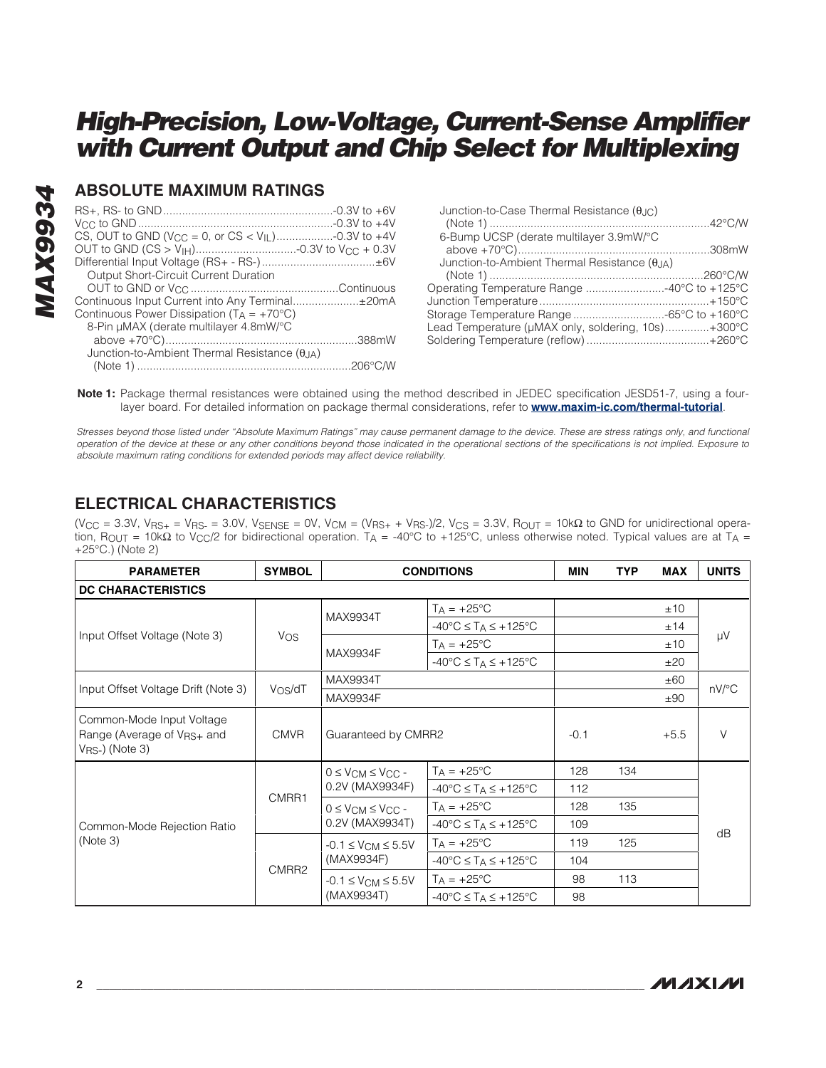## ABSOLUTE MAXIMUM RATINGS

RS+, RS- to GND ....................................................-0.3V to +6V
$V_{CC}$ to GND ............................................................-0.3V to +4V
CS, OUT to GND ($V_{CC}$ = 0, or CS < $V_{IL}$) ..................-0.3V to +4V
OUT to GND (CS > $V_{IH}$) ...............................-0.3V to $V_{CC}$ + 0.3V
Differential Input Voltage (RS+ - RS-) ....................................±6V
Output Short-Circuit Current Duration
OUT to GND or $V_{CC}$ ..............................................Continuous
Continuous Input Current into Any Terminal.....................±20mA
Continuous Power Dissipation ($T_A$ = +70°C)
8-Pin µMAX (derate multilayer 4.8mW/°C above +70°C)...........................................................388mW
Junction-to-Ambient Thermal Resistance ($\theta_{JA}$) (Note 1) ..................................................................206°C/W
Junction-to-Case Thermal Resistance ($\theta_{JC}$) (Note 1) ....................................................................42°C/W
6-Bump UCSP (derate multilayer 3.9mW/°C above +70°C)...........................................................308mW
Junction-to-Ambient Thermal Resistance ($\theta_{JA}$) (Note 1) ..................................................................260°C/W
Operating Temperature Range .........................-40°C to +125°C
Junction Temperature.....................................................+150°C
Storage Temperature Range .............................-65°C to +160°C
Lead Temperature (µMAX only, soldering, 10s)..............+300°C
Soldering Temperature (reflow) .......................................+260°C

**Note 1:** Package thermal resistances were obtained using the method described in JEDEC specification JESD51-7, using a four-layer board. For detailed information on package thermal considerations, refer to **www.maxim-ic.com/thermal-tutorial**.

*Stresses beyond those listed under "Absolute Maximum Ratings" may cause permanent damage to the device. These are stress ratings only, and functional operation of the device at these or any other conditions beyond those indicated in the operational sections of the specifications is not implied. Exposure to absolute maximum rating conditions for extended periods may affect device reliability.*

## ELECTRICAL CHARACTERISTICS

($V_{CC}$ = 3.3V, $V_{RS+}$ = $V_{RS-}$ = 3.0V, $V_{SENSE}$ = 0V, $V_{CM}$ = ($V_{RS+}$ + $V_{RS-}$)/2, $V_{CS}$ = 3.3V, $R_{OUT}$ = 10kΩ to GND for unidirectional operation, $R_{OUT}$ = 10kΩ to $V_{CC}$/2 for bidirectional operation. $T_A$ = -40°C to +125°C, unless otherwise noted. Typical values are at $T_A$ = +25°C.) (Note 2)

| PARAMETER | SYMBOL | CONDITIONS | | MIN | TYP | MAX | UNITS |
|---|---|---|---|---|---|---|---|
| **DC CHARACTERISTICS** | | | | | | | |
| Input Offset Voltage (Note 3) | $V_{OS}$ | MAX9934T | $T_A$ = +25°C | | | ±10 | µV |
| | | | -40°C ≤ $T_A$ ≤ +125°C | | | ±14 | |
| | | MAX9934F | $T_A$ = +25°C | | | ±10 | |
| | | | -40°C ≤ $T_A$ ≤ +125°C | | | ±20 | |
| Input Offset Voltage Drift (Note 3) | $V_{OS}/dT$ | MAX9934T | | | | ±60 | nV/°C |
| | | MAX9934F | | | | ±90 | |
| Common-Mode Input Voltage Range (Average of $V_{RS+}$ and $V_{RS-}$) (Note 3) | CMVR | Guaranteed by CMRR2 | | -0.1 | | +5.5 | V |
| Common-Mode Rejection Ratio (Note 3) | CMRR1 | 0 ≤ $V_{CM}$ ≤ $V_{CC}$ - 0.2V (MAX9934F) | $T_A$ = +25°C | 128 | 134 | | dB |
| | | | -40°C ≤ $T_A$ ≤ +125°C | 112 | | | |
| | | 0 ≤ $V_{CM}$ ≤ $V_{CC}$ - 0.2V (MAX9934T) | $T_A$ = +25°C | 128 | 135 | | |
| | | | -40°C ≤ $T_A$ ≤ +125°C | 109 | | | |
| | CMRR2 | -0.1 ≤ $V_{CM}$ ≤ 5.5V (MAX9934F) | $T_A$ = +25°C | 119 | 125 | | |
| | | | -40°C ≤ $T_A$ ≤ +125°C | 104 | | | |
| | | -0.1 ≤ $V_{CM}$ ≤ 5.5V (MAX9934T) | $T_A$ = +25°C | 98 | 113 | | |
| | | | -40°C ≤ $T_A$ ≤ +125°C | 98 | | | |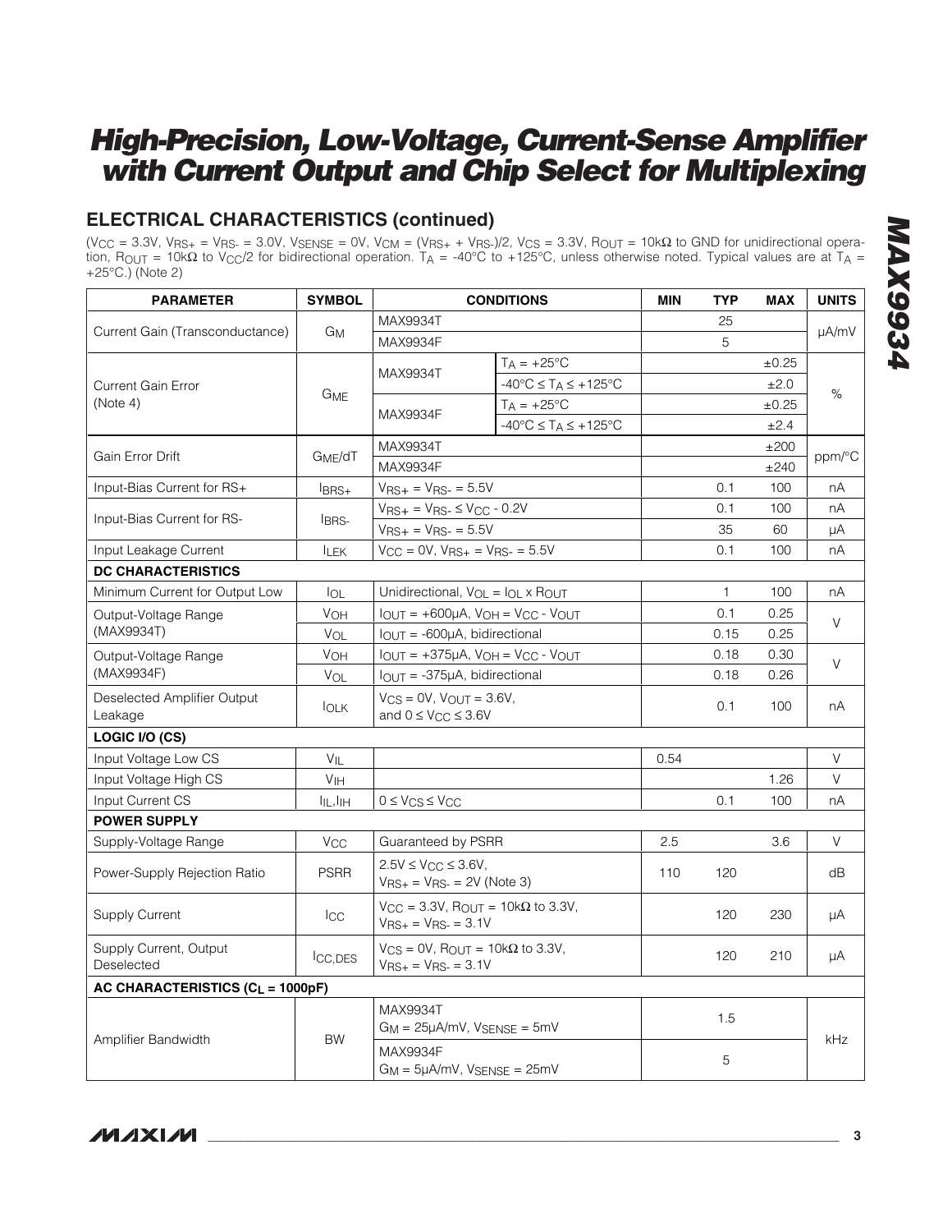## ELECTRICAL CHARACTERISTICS (continued)

($V_{CC}$ = 3.3V, $V_{RS+}$ = $V_{RS-}$ = 3.0V, $V_{SENSE}$ = 0V, $V_{CM}$ = ($V_{RS+}$ + $V_{RS-}$)/2, $V_{CS}$ = 3.3V, $R_{OUT}$ = 10kΩ to GND for unidirectional operation, $R_{OUT}$ = 10kΩ to $V_{CC}$/2 for bidirectional operation. $T_A$ = -40°C to +125°C, unless otherwise noted. Typical values are at $T_A$ = +25°C.) (Note 2)

| PARAMETER | SYMBOL | CONDITIONS | | MIN | TYP | MAX | UNITS |
|---|---|---|---|---|---|---|---|
| Current Gain (Transconductance) | $G_M$ | MAX9934T | | | 25 | | µA/mV |
| | | MAX9934F | | | 5 | | |
| Current Gain Error (Note 4) | $G_{ME}$ | MAX9934T | $T_A$ = +25°C | | | ±0.25 | % |
| | | | -40°C ≤ $T_A$ ≤ +125°C | | | ±2.0 | |
| | | MAX9934F | $T_A$ = +25°C | | | ±0.25 | |
| | | | -40°C ≤ $T_A$ ≤ +125°C | | | ±2.4 | |
| Gain Error Drift | $G_{ME}$/dT | MAX9934T | | | | ±200 | ppm/°C |
| | | MAX9934F | | | | ±240 | |
| Input-Bias Current for RS+ | $I_{BRS+}$ | $V_{RS+}$ = $V_{RS-}$ = 5.5V | | | 0.1 | 100 | nA |
| Input-Bias Current for RS- | $I_{BRS-}$ | $V_{RS+}$ = $V_{RS-}$ ≤ $V_{CC}$ - 0.2V | | | 0.1 | 100 | nA |
| | | $V_{RS+}$ = $V_{RS-}$ = 5.5V | | | 35 | 60 | µA |
| Input Leakage Current | $I_{LEK}$ | $V_{CC}$ = 0V, $V_{RS+}$ = $V_{RS-}$ = 5.5V | | | 0.1 | 100 | nA |
| **DC CHARACTERISTICS** | | | | | | | |
| Minimum Current for Output Low | $I_{OL}$ | Unidirectional, $V_{OL}$ = $I_{OL}$ x $R_{OUT}$ | | | 1 | 100 | nA |
| Output-Voltage Range (MAX9934T) | $V_{OH}$ | $I_{OUT}$ = +600µA, $V_{OH}$ = $V_{CC}$ - $V_{OUT}$ | | | 0.1 | 0.25 | V |
| | $V_{OL}$ | $I_{OUT}$ = -600µA, bidirectional | | | 0.15 | 0.25 | |
| Output-Voltage Range (MAX9934F) | $V_{OH}$ | $I_{OUT}$ = +375µA, $V_{OH}$ = $V_{CC}$ - $V_{OUT}$ | | | 0.18 | 0.30 | V |
| | $V_{OL}$ | $I_{OUT}$ = -375µA, bidirectional | | | 0.18 | 0.26 | |
| Deselected Amplifier Output Leakage | $I_{OLK}$ | $V_{CS}$ = 0V, $V_{OUT}$ = 3.6V, and 0 ≤ $V_{CC}$ ≤ 3.6V | | | 0.1 | 100 | nA |
| **LOGIC I/O (CS)** | | | | | | | |
| Input Voltage Low CS | $V_{IL}$ | | | 0.54 | | | V |
| Input Voltage High CS | $V_{IH}$ | | | | | 1.26 | V |
| Input Current CS | $I_{IL}$,$I_{IH}$ | 0 ≤ $V_{CS}$ ≤ $V_{CC}$ | | | 0.1 | 100 | nA |
| **POWER SUPPLY** | | | | | | | |
| Supply-Voltage Range | $V_{CC}$ | Guaranteed by PSRR | | 2.5 | | 3.6 | V |
| Power-Supply Rejection Ratio | PSRR | 2.5V ≤ $V_{CC}$ ≤ 3.6V, $V_{RS+}$ = $V_{RS-}$ = 2V (Note 3) | | 110 | 120 | | dB |
| Supply Current | $I_{CC}$ | $V_{CC}$ = 3.3V, $R_{OUT}$ = 10kΩ to 3.3V, $V_{RS+}$ = $V_{RS-}$ = 3.1V | | | 120 | 230 | µA |
| Supply Current, Output Deselected | $I_{CC,DES}$ | $V_{CS}$ = 0V, $R_{OUT}$ = 10kΩ to 3.3V, $V_{RS+}$ = $V_{RS-}$ = 3.1V | | | 120 | 210 | µA |
| **AC CHARACTERISTICS ($C_L$ = 1000pF)** | | | | | | | |
| Amplifier Bandwidth | BW | MAX9934T $G_M$ = 25µA/mV, $V_{SENSE}$ = 5mV | | | 1.5 | | kHz |
| | | MAX9934F $G_M$ = 5µA/mV, $V_{SENSE}$ = 25mV | | | 5 | | |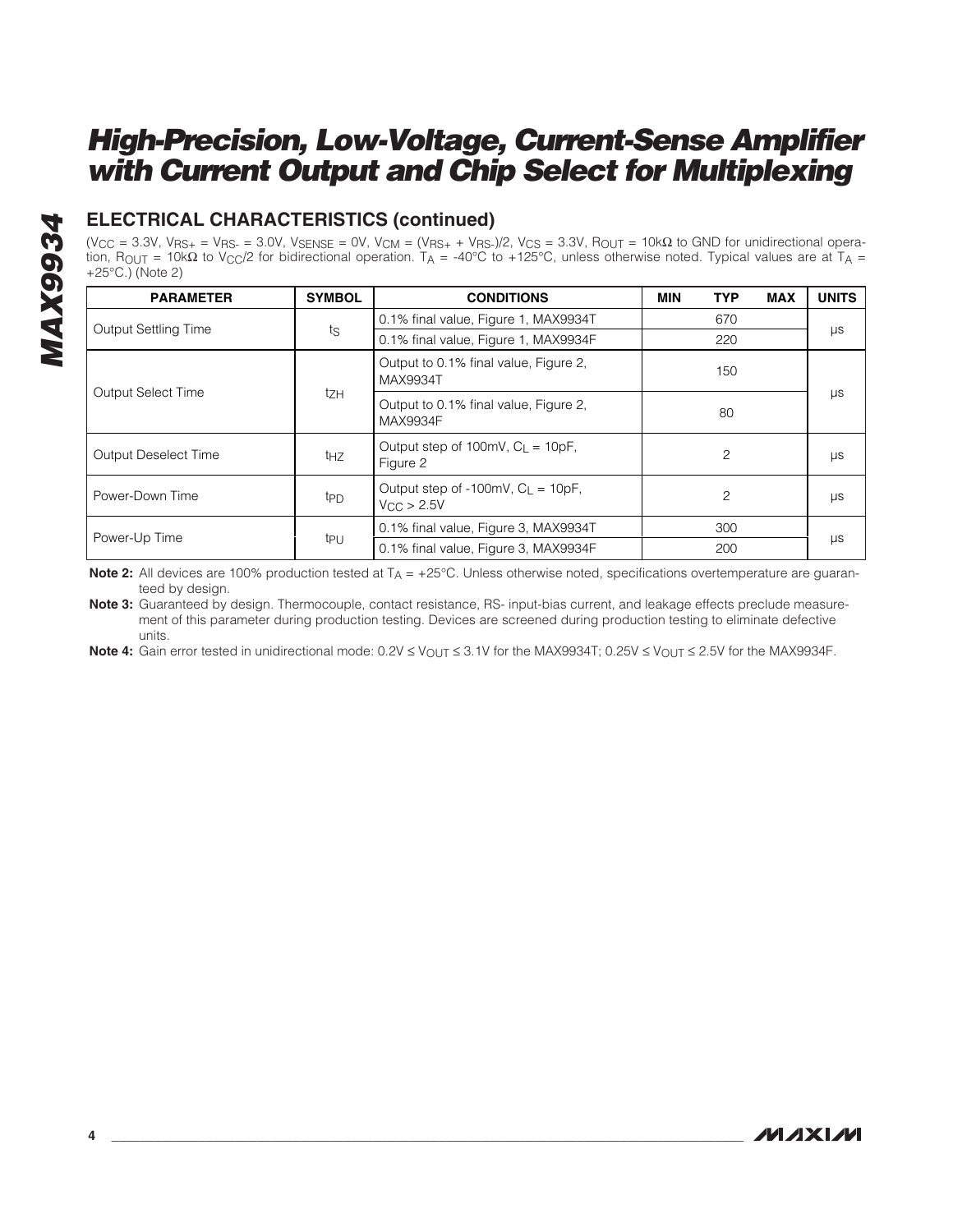## ELECTRICAL CHARACTERISTICS (continued)

($V_{CC}$ = 3.3V, $V_{RS+}$ = $V_{RS-}$ = 3.0V, $V_{SENSE}$ = 0V, $V_{CM}$ = ($V_{RS+}$ + $V_{RS-}$)/2, $V_{CS}$ = 3.3V, $R_{OUT}$ = 10kΩ to GND for unidirectional operation, $R_{OUT}$ = 10kΩ to $V_{CC}$/2 for bidirectional operation. $T_A$ = -40°C to +125°C, unless otherwise noted. Typical values are at $T_A$ = +25°C.) (Note 2)

| PARAMETER | SYMBOL | CONDITIONS | MIN | TYP | MAX | UNITS |
|---|---|---|---|---|---|---|
| Output Settling Time | $t_S$ | 0.1% final value, Figure 1, MAX9934T | | 670 | | µs |
| | | 0.1% final value, Figure 1, MAX9934F | | 220 | | |
| Output Select Time | $t_{ZH}$ | Output to 0.1% final value, Figure 2, MAX9934T | | 150 | | µs |
| | | Output to 0.1% final value, Figure 2, MAX9934F | | 80 | | |
| Output Deselect Time | $t_{HZ}$ | Output step of 100mV, $C_L$ = 10pF, Figure 2 | | 2 | | µs |
| Power-Down Time | $t_{PD}$ | Output step of -100mV, $C_L$ = 10pF, $V_{CC}$ > 2.5V | | 2 | | µs |
| Power-Up Time | $t_{PU}$ | 0.1% final value, Figure 3, MAX9934T | | 300 | | µs |
| | | 0.1% final value, Figure 3, MAX9934F | | 200 | | |

**Note 2:** All devices are 100% production tested at $T_A$ = +25°C. Unless otherwise noted, specifications overtemperature are guaranteed by design.

**Note 3:** Guaranteed by design. Thermocouple, contact resistance, RS- input-bias current, and leakage effects preclude measurement of this parameter during production testing. Devices are screened during production testing to eliminate defective units.

**Note 4:** Gain error tested in unidirectional mode: 0.2V ≤ $V_{OUT}$ ≤ 3.1V for the MAX9934T; 0.25V ≤ $V_{OUT}$ ≤ 2.5V for the MAX9934F.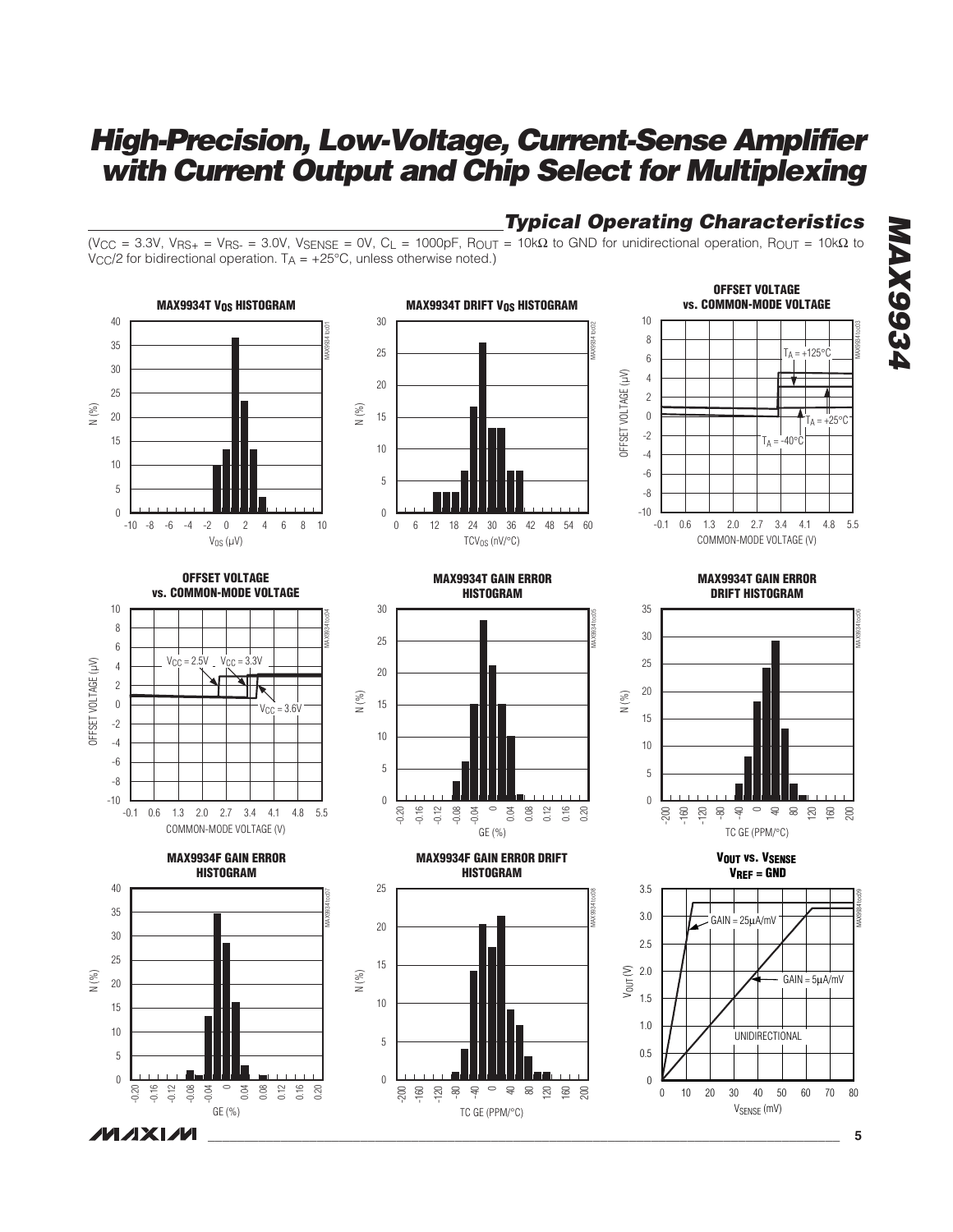## Typical Operating Characteristics

($V_{CC}$ = 3.3V, $V_{RS+}$ = $V_{RS-}$ = 3.0V, $V_{SENSE}$ = 0V, $C_L$ = 1000pF, $R_{OUT}$ = 10kΩ to GND for unidirectional operation, $R_{OUT}$ = 10kΩ to $V_{CC}/2$ for bidirectional operation. $T_A$ = +25°C, unless otherwise noted.)

**MAX9934T $V_{OS}$ HISTOGRAM**

**MAX9934T DRIFT $V_{OS}$ HISTOGRAM**

**OFFSET VOLTAGE vs. COMMON-MODE VOLTAGE**

**OFFSET VOLTAGE vs. COMMON-MODE VOLTAGE**

**MAX9934T GAIN ERROR HISTOGRAM**

**MAX9934T GAIN ERROR DRIFT HISTOGRAM**

**MAX9934F GAIN ERROR HISTOGRAM**

**MAX9934F GAIN ERROR DRIFT HISTOGRAM**

**$V_{OUT}$ vs. $V_{SENSE}$, $V_{REF}$ = GND**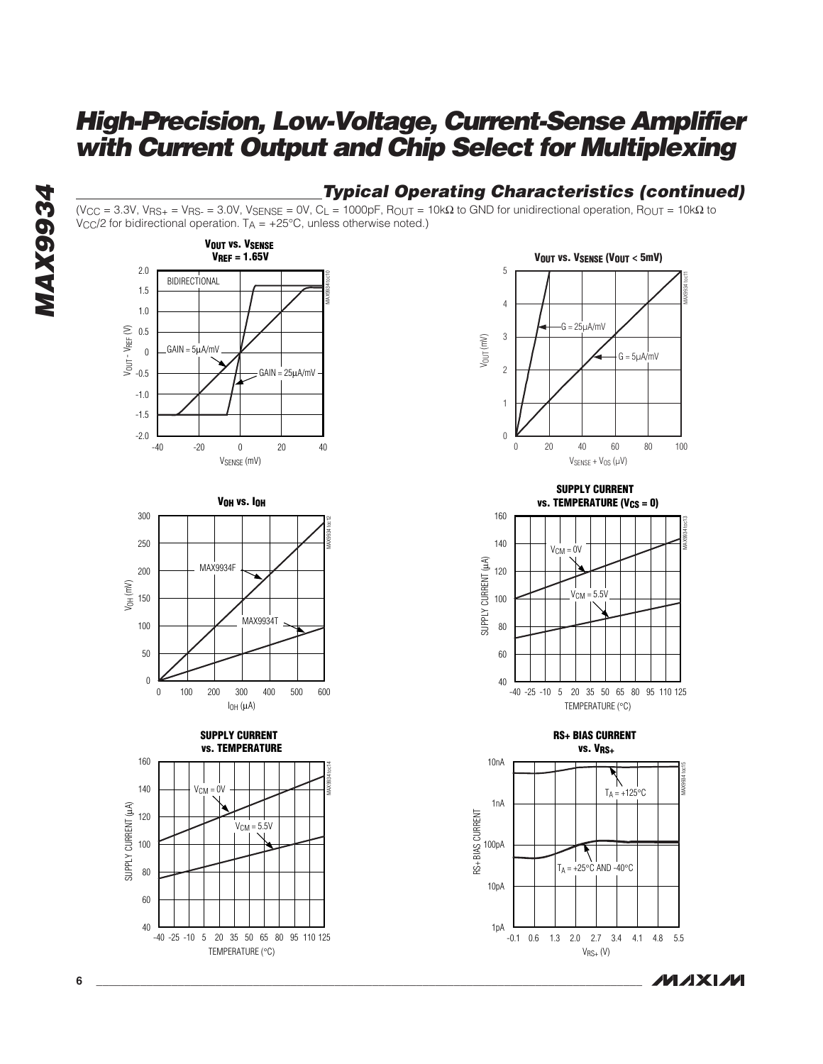## Typical Operating Characteristics (continued)

($V_{CC}$ = 3.3V, $V_{RS+}$ = $V_{RS-}$ = 3.0V, $V_{SENSE}$ = 0V, $C_L$ = 1000pF, $R_{OUT}$ = 10kΩ to GND for unidirectional operation, $R_{OUT}$ = 10kΩ to $V_{CC}/2$ for bidirectional operation. $T_A$ = +25°C, unless otherwise noted.)

**$V_{OUT}$ vs. $V_{SENSE}$, $V_{REF}$ = 1.65V**

**$V_{OUT}$ vs. $V_{SENSE}$ ($V_{OUT}$ < 5mV)**

**$V_{OH}$ vs. $I_{OH}$**

**SUPPLY CURRENT vs. TEMPERATURE ($V_{CS}$ = 0)**

**SUPPLY CURRENT vs. TEMPERATURE**

**RS+ BIAS CURRENT vs. $V_{RS+}$**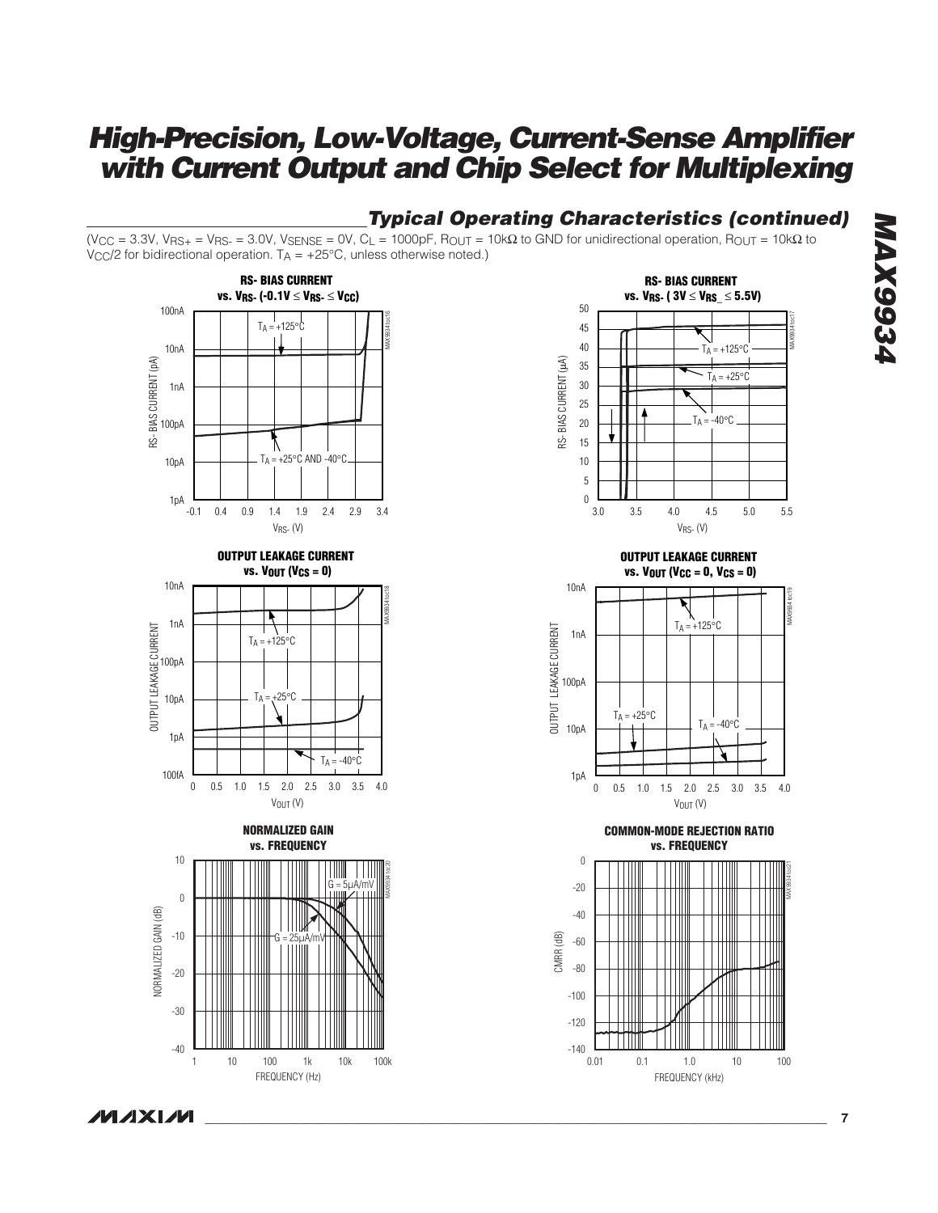## Typical Operating Characteristics (continued)

($V_{CC}$ = 3.3V, $V_{RS+}$ = $V_{RS-}$ = 3.0V, $V_{SENSE}$ = 0V, $C_L$ = 1000pF, $R_{OUT}$ = 10kΩ to GND for unidirectional operation, $R_{OUT}$ = 10kΩ to $V_{CC}/2$ for bidirectional operation. $T_A$ = +25°C, unless otherwise noted.)

**RS- BIAS CURRENT vs. $V_{RS-}$ ($-0.1V \le V_{RS-} \le V_{CC}$)**

**RS- BIAS CURRENT vs. $V_{RS-}$ ($3V \le V_{RS\_} \le 5.5V$)**

**OUTPUT LEAKAGE CURRENT vs. $V_{OUT}$ ($V_{CS}$ = 0)**

**OUTPUT LEAKAGE CURRENT vs. $V_{OUT}$ ($V_{CC}$ = 0, $V_{CS}$ = 0)**

**NORMALIZED GAIN vs. FREQUENCY**

**COMMON-MODE REJECTION RATIO vs. FREQUENCY**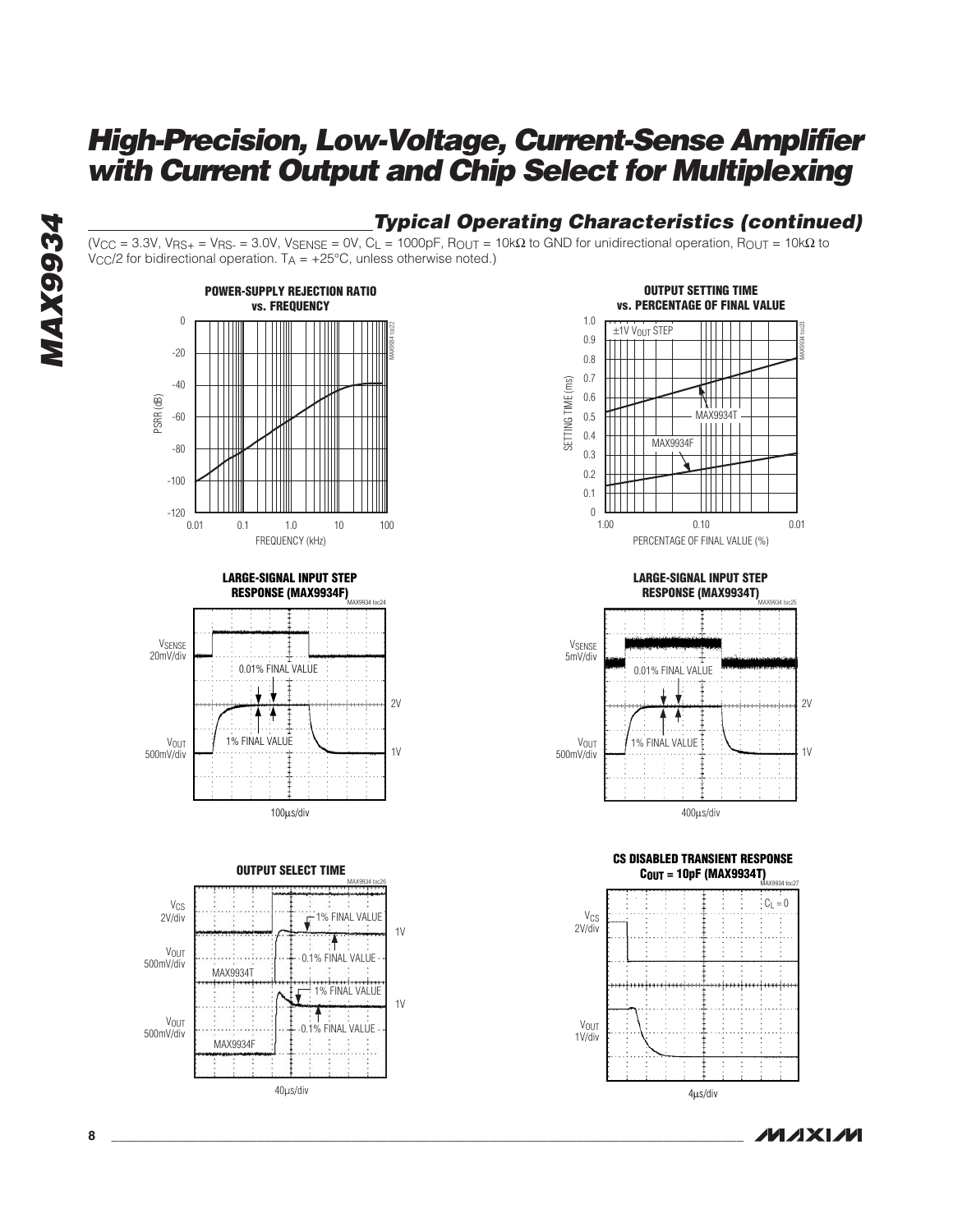## Typical Operating Characteristics (continued)

($V_{CC}$ = 3.3V, $V_{RS+}$ = $V_{RS-}$ = 3.0V, $V_{SENSE}$ = 0V, $C_L$ = 1000pF, $R_{OUT}$ = 10kΩ to GND for unidirectional operation, $R_{OUT}$ = 10kΩ to $V_{CC}$/2 for bidirectional operation. $T_A$ = +25°C, unless otherwise noted.)

**POWER-SUPPLY REJECTION RATIO vs. FREQUENCY**

**OUTPUT SETTING TIME vs. PERCENTAGE OF FINAL VALUE**

**LARGE-SIGNAL INPUT STEP RESPONSE (MAX9934F)**

**LARGE-SIGNAL INPUT STEP RESPONSE (MAX9934T)**

**OUTPUT SELECT TIME**

**CS DISABLED TRANSIENT RESPONSE $C_{OUT}$ = 10pF (MAX9934T)**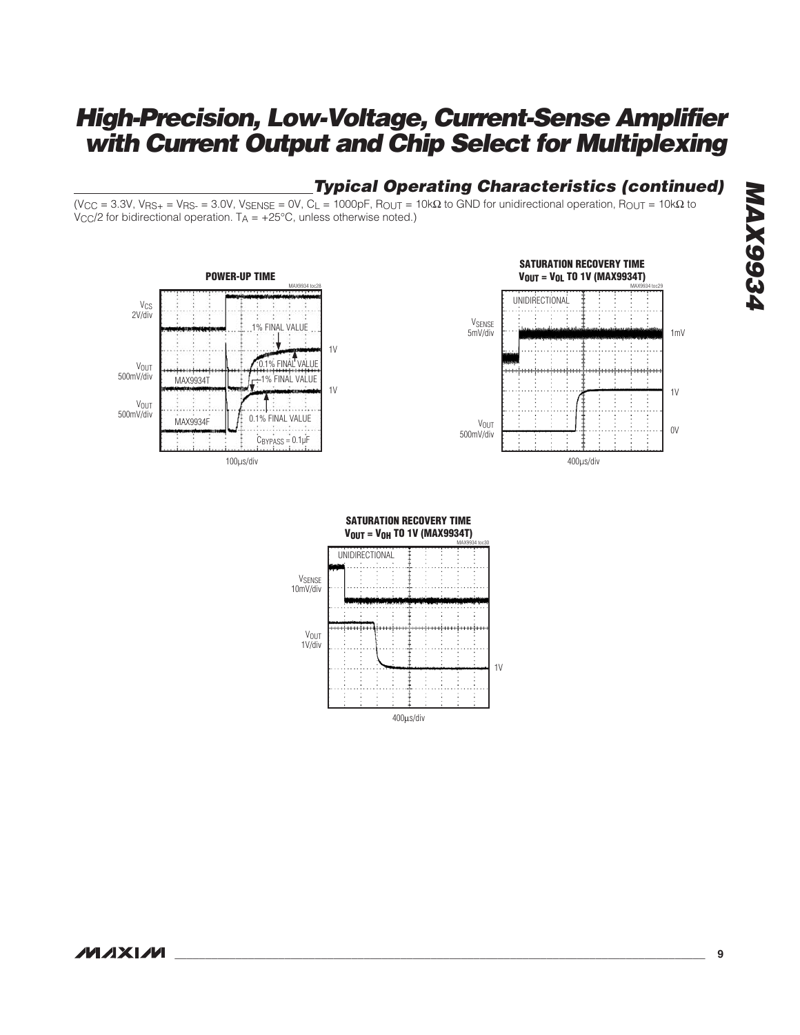## Typical Operating Characteristics (continued)

($V_{CC}$ = 3.3V, $V_{RS+}$ = $V_{RS-}$ = 3.0V, $V_{SENSE}$ = 0V, $C_L$ = 1000pF, $R_{OUT}$ = 10kΩ to GND for unidirectional operation, $R_{OUT}$ = 10kΩ to $V_{CC}/2$ for bidirectional operation. $T_A$ = +25°C, unless otherwise noted.)

**POWER-UP TIME**

MAX9934 toc28

$V_{CS}$ 2V/div

$V_{OUT}$ 500mV/div — MAX9934T — 1% FINAL VALUE, 0.1% FINAL VALUE — 1V

$V_{OUT}$ 500mV/div — MAX9934F — 1% FINAL VALUE, 0.1% FINAL VALUE — 1V

$C_{BYPASS}$ = 0.1µF

100µs/div

**SATURATION RECOVERY TIME $V_{OUT}$ = $V_{OL}$ TO 1V (MAX9934T)**

MAX9934 toc29

UNIDIRECTIONAL

$V_{SENSE}$ 5mV/div — 1mV

$V_{OUT}$ 500mV/div — 1V, 0V

400µs/div

**SATURATION RECOVERY TIME $V_{OUT}$ = $V_{OH}$ TO 1V (MAX9934T)**

MAX9934 toc30

UNIDIRECTIONAL

$V_{SENSE}$ 10mV/div

$V_{OUT}$ 1V/div — 1V

400µs/div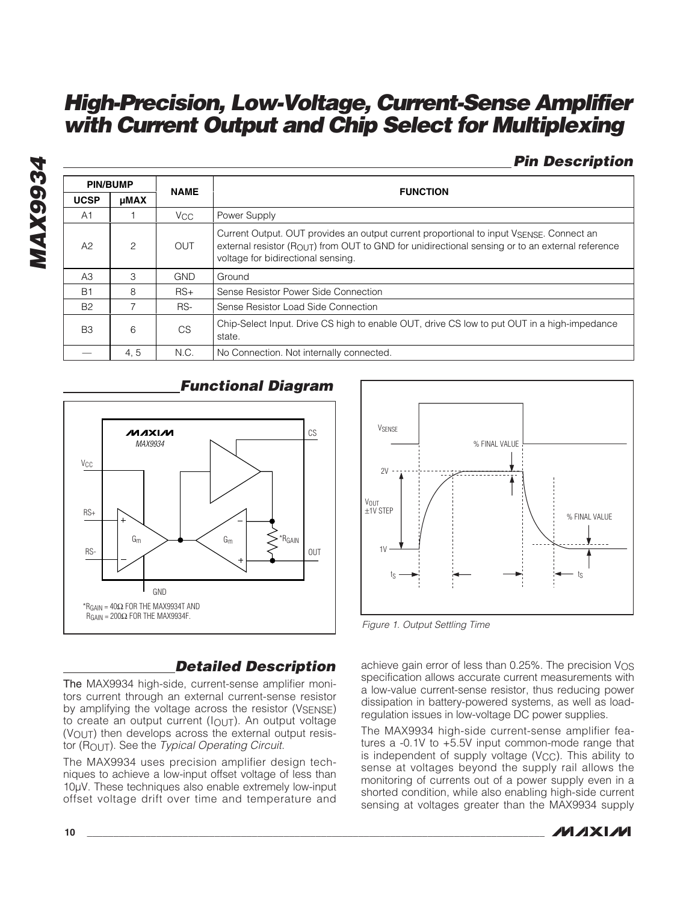## Pin Description

| PIN/BUMP | | NAME | FUNCTION |
|---|---|---|---|
| UCSP | µMAX | | |
| A1 | 1 | $V_{CC}$ | Power Supply |
| A2 | 2 | OUT | Current Output. OUT provides an output current proportional to input $V_{SENSE}$. Connect an external resistor ($R_{OUT}$) from OUT to GND for unidirectional sensing or to an external reference voltage for bidirectional sensing. |
| A3 | 3 | GND | Ground |
| B1 | 8 | RS+ | Sense Resistor Power Side Connection |
| B2 | 7 | RS- | Sense Resistor Load Side Connection |
| B3 | 6 | CS | Chip-Select Input. Drive CS high to enable OUT, drive CS low to put OUT in a high-impedance state. |
| — | 4, 5 | N.C. | No Connection. Not internally connected. |

## Functional Diagram

*$R_{GAIN}$ = 40Ω FOR THE MAX9934T AND $R_{GAIN}$ = 200Ω FOR THE MAX9934F.

Figure 1. Output Settling Time

## Detailed Description

The MAX9934 high-side, current-sense amplifier monitors current through an external current-sense resistor by amplifying the voltage across the resistor ($V_{SENSE}$) to create an output current ($I_{OUT}$). An output voltage ($V_{OUT}$) then develops across the external output resistor ($R_{OUT}$). See the *Typical Operating Circuit*.

The MAX9934 uses precision amplifier design techniques to achieve a low-input offset voltage of less than 10µV. These techniques also enable extremely low-input offset voltage drift over time and temperature and achieve gain error of less than 0.25%. The precision $V_{OS}$ specification allows accurate current measurements with a low-value current-sense resistor, thus reducing power dissipation in battery-powered systems, as well as load-regulation issues in low-voltage DC power supplies.

The MAX9934 high-side current-sense amplifier features a -0.1V to +5.5V input common-mode range that is independent of supply voltage ($V_{CC}$). This ability to sense at voltages beyond the supply rail allows the monitoring of currents out of a power supply even in a shorted condition, while also enabling high-side current sensing at voltages greater than the MAX9934 supply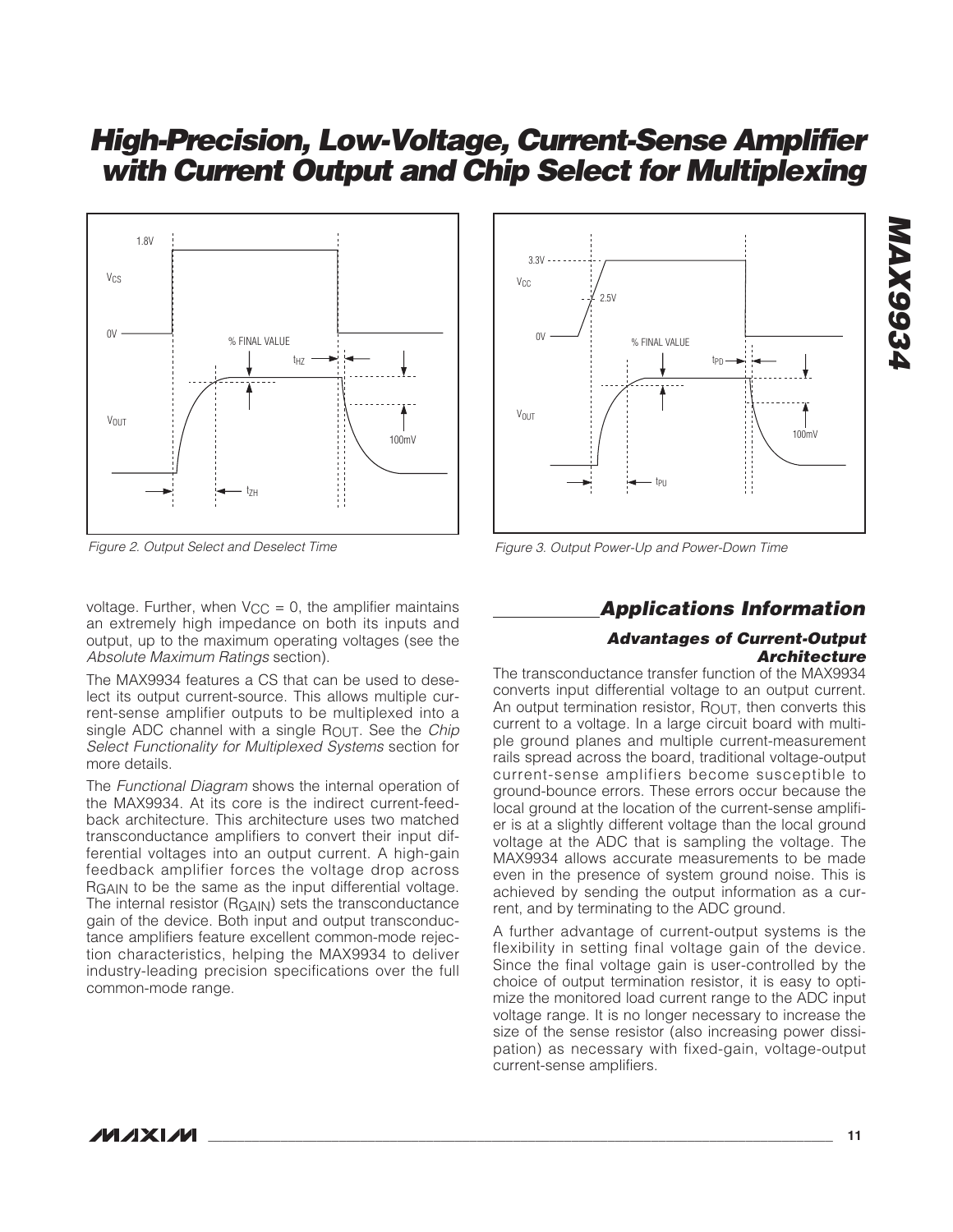Figure 2. Output Select and Deselect Time

Figure 3. Output Power-Up and Power-Down Time

voltage. Further, when $V_{CC} = 0$, the amplifier maintains an extremely high impedance on both its inputs and output, up to the maximum operating voltages (see the *Absolute Maximum Ratings* section).

The MAX9934 features a CS that can be used to deselect its output current-source. This allows multiple current-sense amplifier outputs to be multiplexed into a single ADC channel with a single $R_{OUT}$. See the *Chip Select Functionality for Multiplexed Systems* section for more details.

The *Functional Diagram* shows the internal operation of the MAX9934. At its core is the indirect current-feedback architecture. This architecture uses two matched transconductance amplifiers to convert their input differential voltages into an output current. A high-gain feedback amplifier forces the voltage drop across $R_{GAIN}$ to be the same as the input differential voltage. The internal resistor ($R_{GAIN}$) sets the transconductance gain of the device. Both input and output transconductance amplifiers feature excellent common-mode rejection characteristics, helping the MAX9934 to deliver industry-leading precision specifications over the full common-mode range.

## Applications Information

### Advantages of Current-Output Architecture

The transconductance transfer function of the MAX9934 converts input differential voltage to an output current. An output termination resistor, $R_{OUT}$, then converts this current to a voltage. In a large circuit board with multiple ground planes and multiple current-measurement rails spread across the board, traditional voltage-output current-sense amplifiers become susceptible to ground-bounce errors. These errors occur because the local ground at the location of the current-sense amplifier is at a slightly different voltage than the local ground voltage at the ADC that is sampling the voltage. The MAX9934 allows accurate measurements to be made even in the presence of system ground noise. This is achieved by sending the output information as a current, and by terminating to the ADC ground.

A further advantage of current-output systems is the flexibility in setting final voltage gain of the device. Since the final voltage gain is user-controlled by the choice of output termination resistor, it is easy to optimize the monitored load current range to the ADC input voltage range. It is no longer necessary to increase the size of the sense resistor (also increasing power dissipation) as necessary with fixed-gain, voltage-output current-sense amplifiers.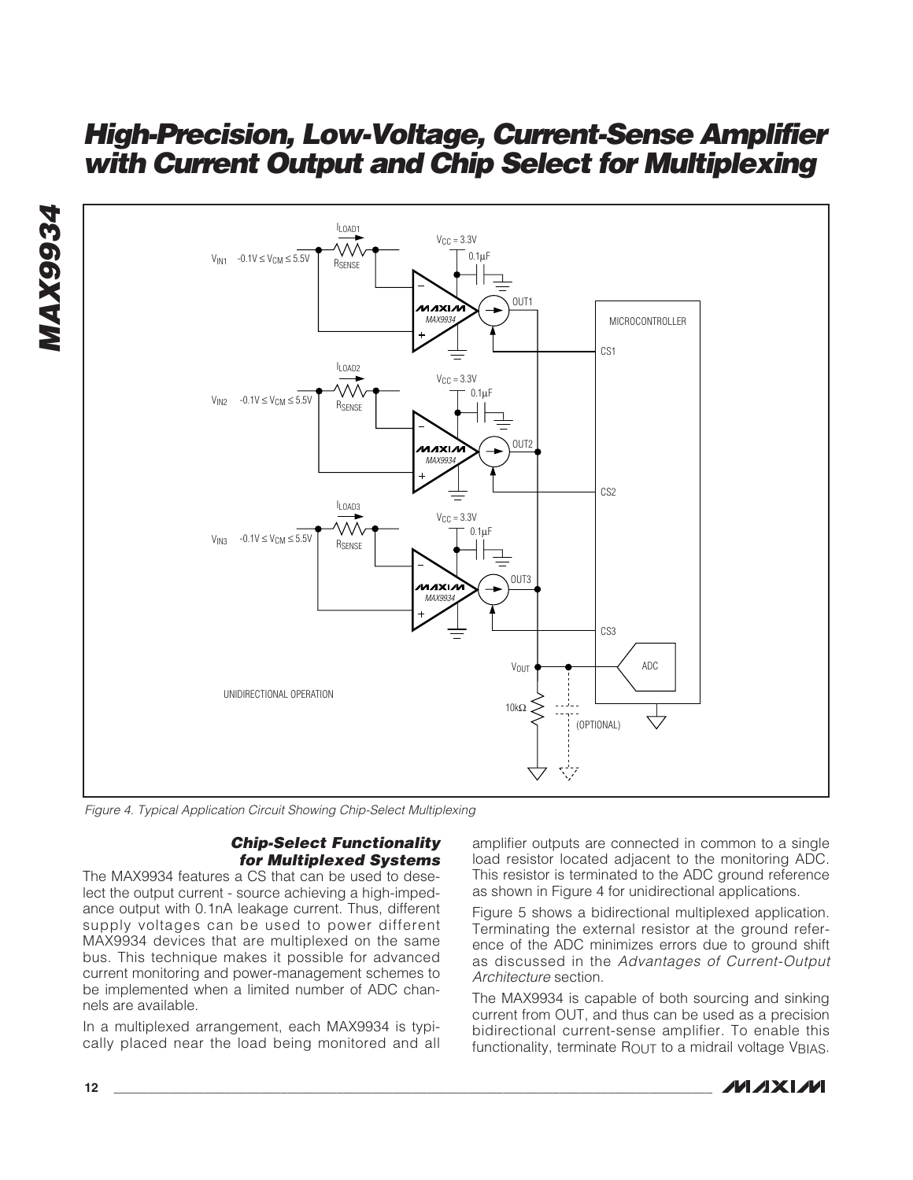Figure 4. Typical Application Circuit Showing Chip-Select Multiplexing

### Chip-Select Functionality for Multiplexed Systems

The MAX9934 features a CS that can be used to deselect the output current - source achieving a high-impedance output with 0.1nA leakage current. Thus, different supply voltages can be used to power different MAX9934 devices that are multiplexed on the same bus. This technique makes it possible for advanced current monitoring and power-management schemes to be implemented when a limited number of ADC channels are available.

In a multiplexed arrangement, each MAX9934 is typically placed near the load being monitored and all amplifier outputs are connected in common to a single load resistor located adjacent to the monitoring ADC. This resistor is terminated to the ADC ground reference as shown in Figure 4 for unidirectional applications.

Figure 5 shows a bidirectional multiplexed application. Terminating the external resistor at the ground reference of the ADC minimizes errors due to ground shift as discussed in the *Advantages of Current-Output Architecture* section.

The MAX9934 is capable of both sourcing and sinking current from OUT, and thus can be used as a precision bidirectional current-sense amplifier. To enable this functionality, terminate $R_{OUT}$ to a midrail voltage $V_{BIAS}$.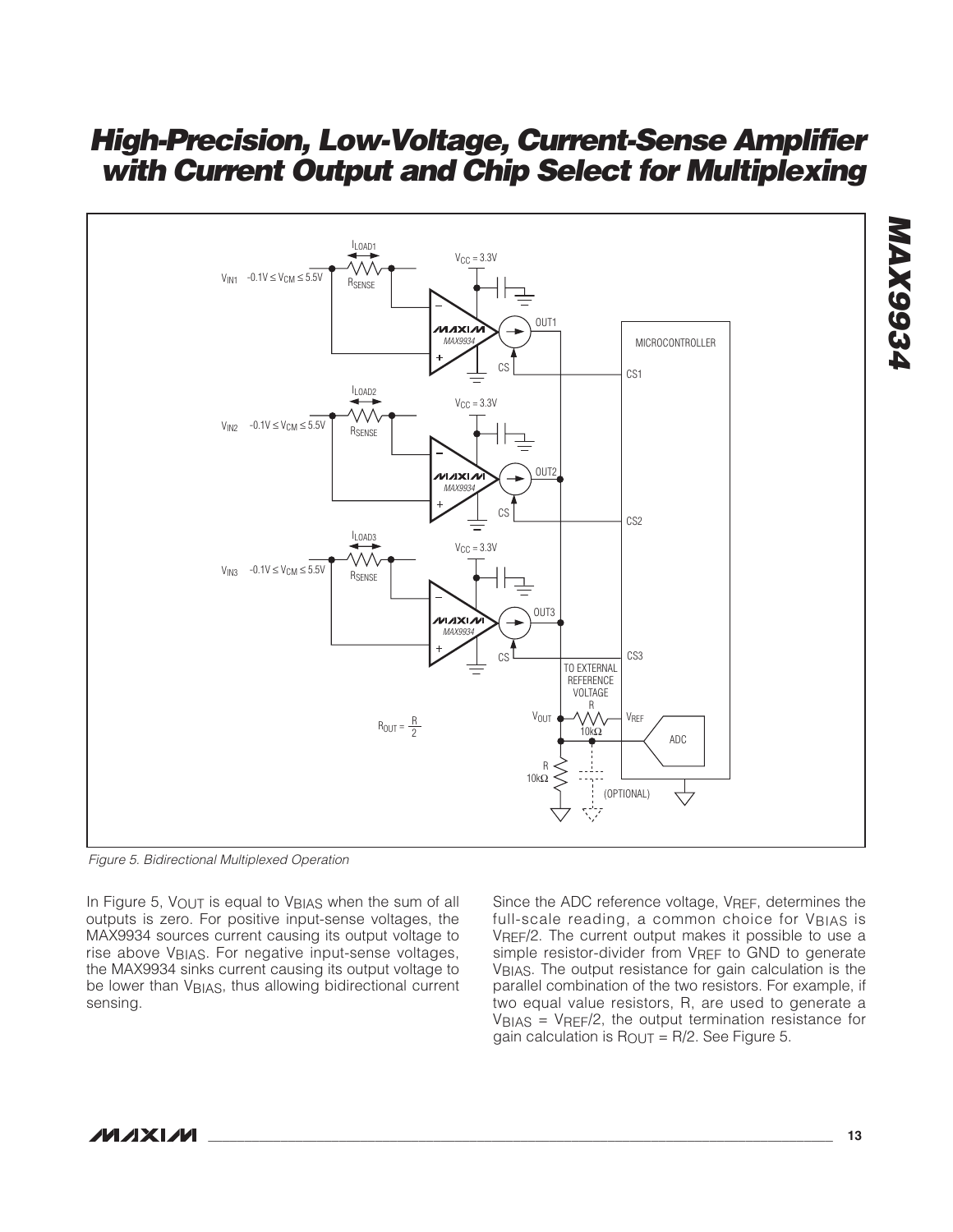Figure 5. Bidirectional Multiplexed Operation

In Figure 5, $V_{OUT}$ is equal to $V_{BIAS}$ when the sum of all outputs is zero. For positive input-sense voltages, the MAX9934 sources current causing its output voltage to rise above $V_{BIAS}$. For negative input-sense voltages, the MAX9934 sinks current causing its output voltage to be lower than $V_{BIAS}$, thus allowing bidirectional current sensing.

Since the ADC reference voltage, $V_{REF}$, determines the full-scale reading, a common choice for $V_{BIAS}$ is $V_{REF}/2$. The current output makes it possible to use a simple resistor-divider from $V_{REF}$ to GND to generate $V_{BIAS}$. The output resistance for gain calculation is the parallel combination of the two resistors. For example, if two equal value resistors, R, are used to generate a $V_{BIAS} = V_{REF}/2$, the output termination resistance for gain calculation is $R_{OUT} = R/2$. See Figure 5.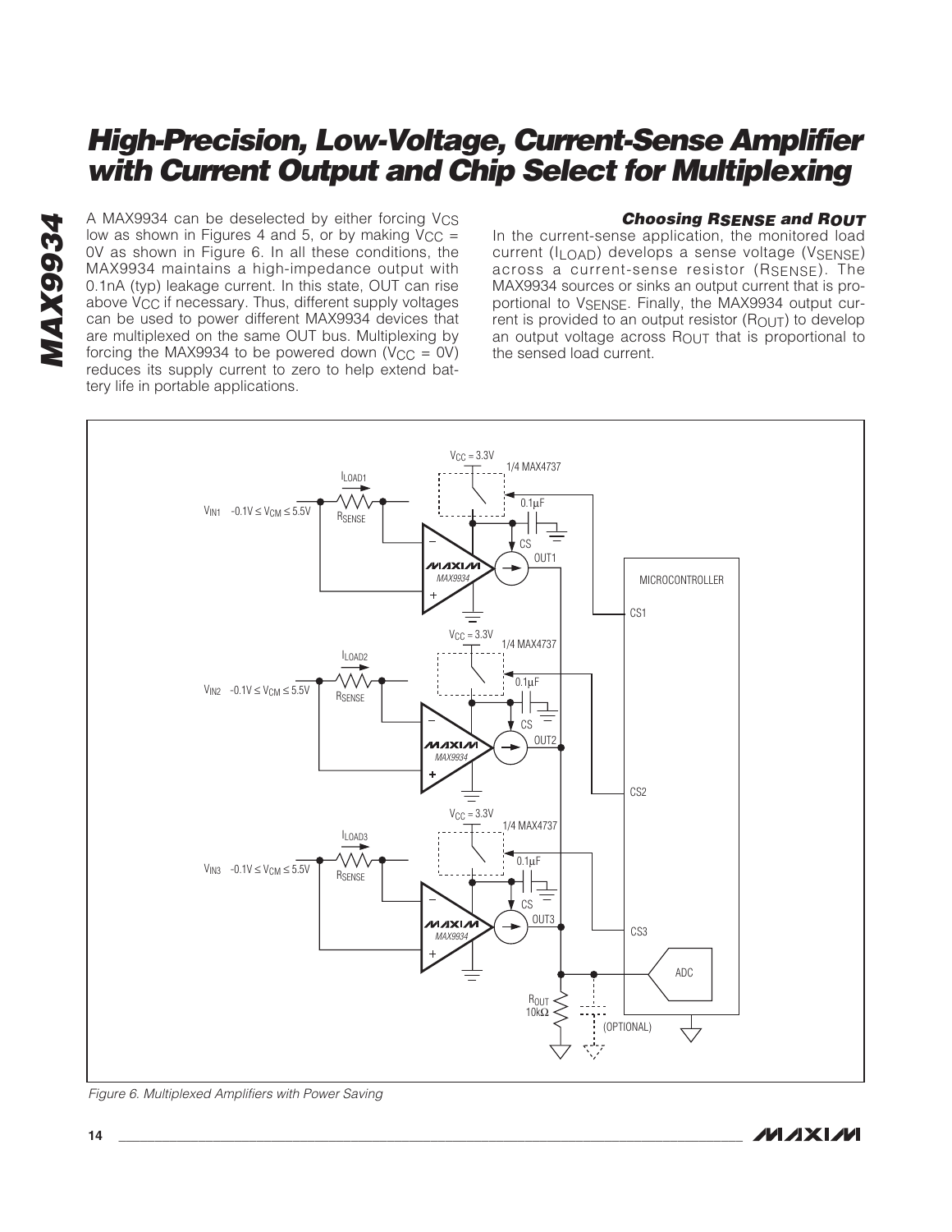A MAX9934 can be deselected by either forcing $V_{CS}$ low as shown in Figures 4 and 5, or by making $V_{CC}$ = 0V as shown in Figure 6. In all these conditions, the MAX9934 maintains a high-impedance output with 0.1nA (typ) leakage current. In this state, OUT can rise above $V_{CC}$ if necessary. Thus, different supply voltages can be used to power different MAX9934 devices that are multiplexed on the same OUT bus. Multiplexing by forcing the MAX9934 to be powered down ($V_{CC}$ = 0V) reduces its supply current to zero to help extend battery life in portable applications.

### Choosing $R_{SENSE}$ and $R_{OUT}$

In the current-sense application, the monitored load current ($I_{LOAD}$) develops a sense voltage ($V_{SENSE}$) across a current-sense resistor ($R_{SENSE}$). The MAX9934 sources or sinks an output current that is proportional to $V_{SENSE}$. Finally, the MAX9934 output current is provided to an output resistor ($R_{OUT}$) to develop an output voltage across $R_{OUT}$ that is proportional to the sensed load current.

Figure 6. Multiplexed Amplifiers with Power Saving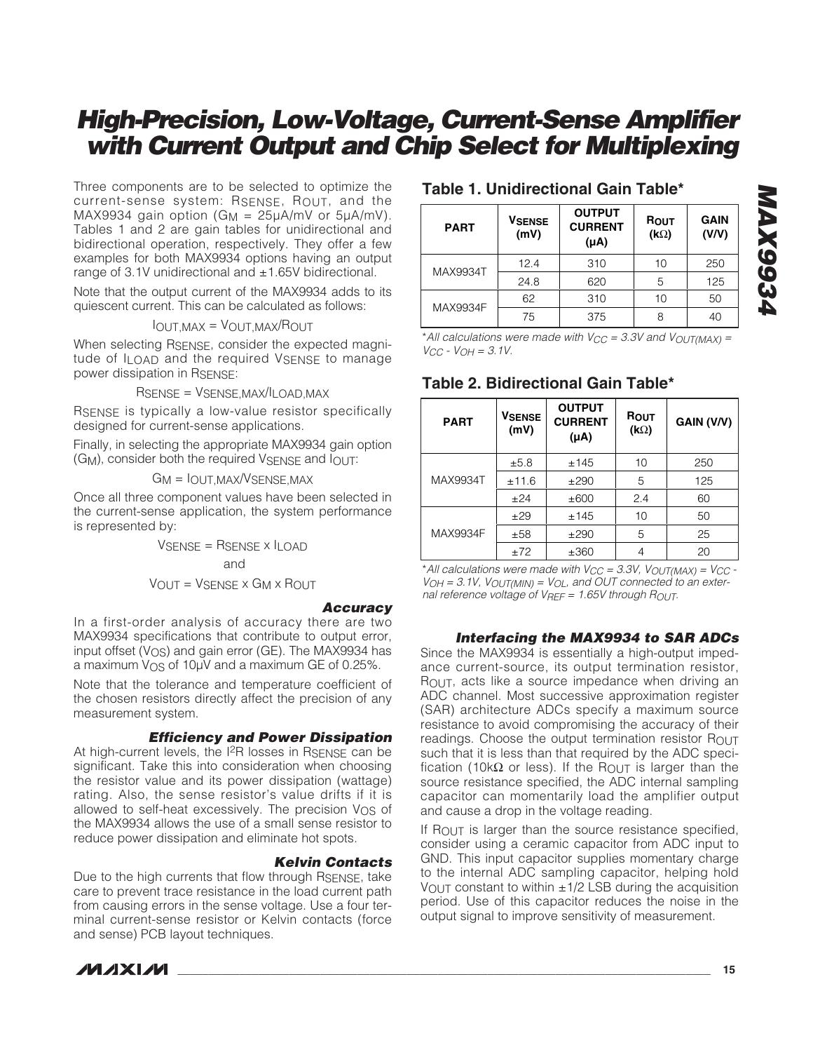# High-Precision, Low-Voltage, Current-Sense Amplifier with Current Output and Chip Select for Multiplexing

Three components are to be selected to optimize the current-sense system: $R_{SENSE}$, $R_{OUT}$, and the MAX9934 gain option ($G_M$ = 25µA/mV or 5µA/mV). Tables 1 and 2 are gain tables for unidirectional and bidirectional operation, respectively. They offer a few examples for both MAX9934 options having an output range of 3.1V unidirectional and ±1.65V bidirectional.

Note that the output current of the MAX9934 adds to its quiescent current. This can be calculated as follows:

$$I_{OUT,MAX} = V_{OUT,MAX}/R_{OUT}$$

When selecting $R_{SENSE}$, consider the expected magnitude of $I_{LOAD}$ and the required $V_{SENSE}$ to manage power dissipation in $R_{SENSE}$:

$$R_{SENSE} = V_{SENSE,MAX}/I_{LOAD,MAX}$$

$R_{SENSE}$ is typically a low-value resistor specifically designed for current-sense applications.

Finally, in selecting the appropriate MAX9934 gain option ($G_M$), consider both the required $V_{SENSE}$ and $I_{OUT}$:

$$G_M = I_{OUT,MAX}/V_{SENSE,MAX}$$

Once all three component values have been selected in the current-sense application, the system performance is represented by:

$$V_{SENSE} = R_{SENSE} \times I_{LOAD}$$

and

$$V_{OUT} = V_{SENSE} \times G_M \times R_{OUT}$$

### *Accuracy*

In a first-order analysis of accuracy there are two MAX9934 specifications that contribute to output error, input offset ($V_{OS}$) and gain error (GE). The MAX9934 has a maximum $V_{OS}$ of 10µV and a maximum GE of 0.25%.

Note that the tolerance and temperature coefficient of the chosen resistors directly affect the precision of any measurement system.

### *Efficiency and Power Dissipation*

At high-current levels, the $I^2R$ losses in $R_{SENSE}$ can be significant. Take this into consideration when choosing the resistor value and its power dissipation (wattage) rating. Also, the sense resistor's value drifts if it is allowed to self-heat excessively. The precision $V_{OS}$ of the MAX9934 allows the use of a small sense resistor to reduce power dissipation and eliminate hot spots.

### *Kelvin Contacts*

Due to the high currents that flow through $R_{SENSE}$, take care to prevent trace resistance in the load current path from causing errors in the sense voltage. Use a four terminal current-sense resistor or Kelvin contacts (force and sense) PCB layout techniques.

## Table 1. Unidirectional Gain Table*

| PART | $V_{SENSE}$ (mV) | OUTPUT CURRENT (µA) | $R_{OUT}$ (kΩ) | GAIN (V/V) |
|---|---|---|---|---|
| MAX9934T | 12.4 | 310 | 10 | 250 |
| | 24.8 | 620 | 5 | 125 |
| MAX9934F | 62 | 310 | 10 | 50 |
| | 75 | 375 | 8 | 40 |

*All calculations were made with $V_{CC}$ = 3.3V and $V_{OUT(MAX)} = V_{CC} - V_{OH}$ = 3.1V.*

## Table 2. Bidirectional Gain Table*

| PART | $V_{SENSE}$ (mV) | OUTPUT CURRENT (µA) | $R_{OUT}$ (kΩ) | GAIN (V/V) |
|---|---|---|---|---|
| MAX9934T | ±5.8 | ±145 | 10 | 250 |
| | ±11.6 | ±290 | 5 | 125 |
| | ±24 | ±600 | 2.4 | 60 |
| MAX9934F | ±29 | ±145 | 10 | 50 |
| | ±58 | ±290 | 5 | 25 |
| | ±72 | ±360 | 4 | 20 |

*All calculations were made with $V_{CC}$ = 3.3V, $V_{OUT(MAX)} = V_{CC} - V_{OH}$ = 3.1V, $V_{OUT(MIN)} = V_{OL}$, and OUT connected to an external reference voltage of $V_{REF}$ = 1.65V through $R_{OUT}$.*

### *Interfacing the MAX9934 to SAR ADCs*

Since the MAX9934 is essentially a high-output impedance current-source, its output termination resistor, $R_{OUT}$, acts like a source impedance when driving an ADC channel. Most successive approximation register (SAR) architecture ADCs specify a maximum source resistance to avoid compromising the accuracy of their readings. Choose the output termination resistor $R_{OUT}$ such that it is less than that required by the ADC specification (10kΩ or less). If the $R_{OUT}$ is larger than the source resistance specified, the ADC internal sampling capacitor can momentarily load the amplifier output and cause a drop in the voltage reading.

If $R_{OUT}$ is larger than the source resistance specified, consider using a ceramic capacitor from ADC input to GND. This input capacitor supplies momentary charge to the internal ADC sampling capacitor, helping hold $V_{OUT}$ constant to within ±1/2 LSB during the acquisition period. Use of this capacitor reduces the noise in the output signal to improve sensitivity of measurement.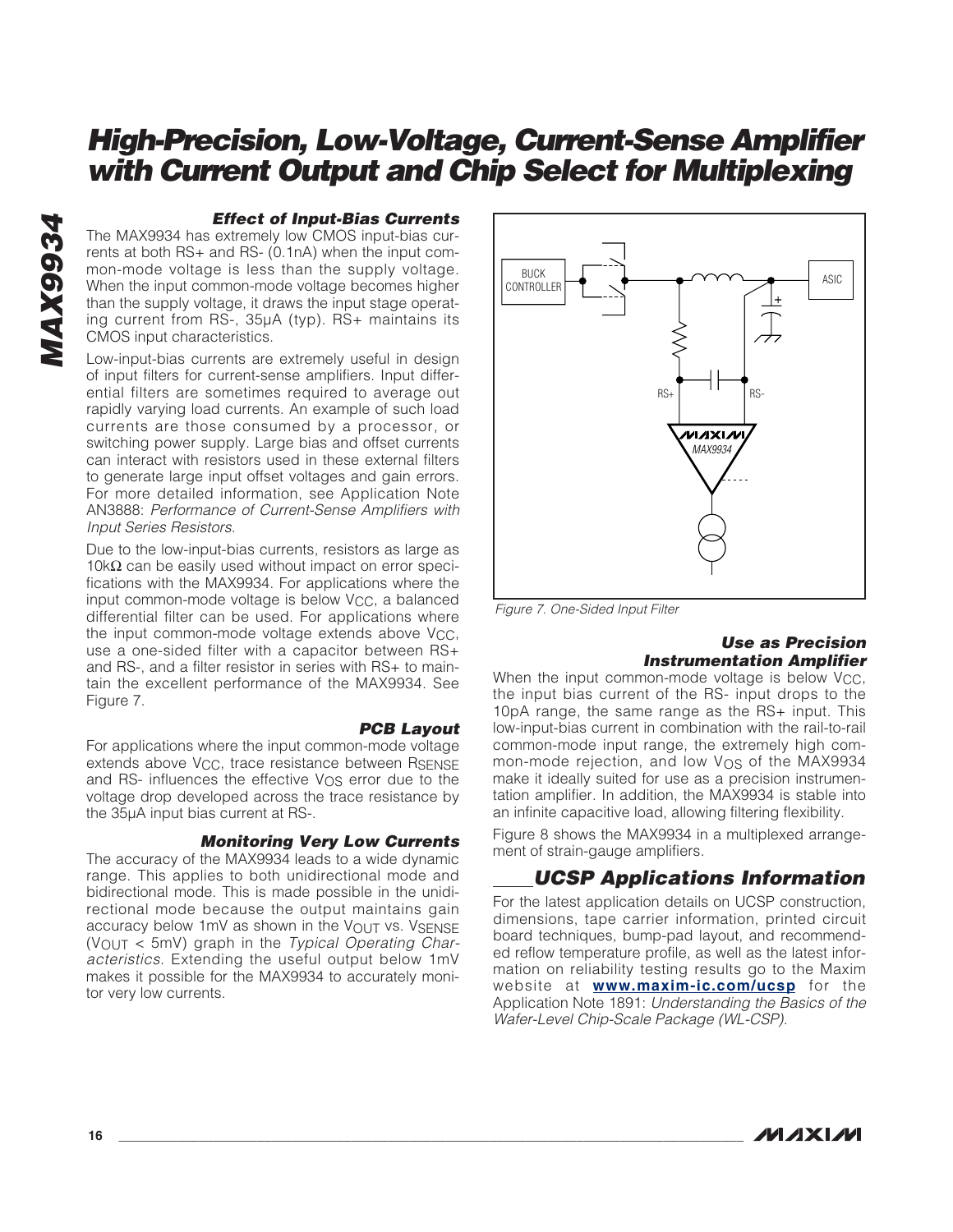### Effect of Input-Bias Currents

The MAX9934 has extremely low CMOS input-bias currents at both RS+ and RS- (0.1nA) when the input common-mode voltage is less than the supply voltage. When the input common-mode voltage becomes higher than the supply voltage, it draws the input stage operating current from RS-, 35µA (typ). RS+ maintains its CMOS input characteristics.

Low-input-bias currents are extremely useful in design of input filters for current-sense amplifiers. Input differential filters are sometimes required to average out rapidly varying load currents. An example of such load currents are those consumed by a processor, or switching power supply. Large bias and offset currents can interact with resistors used in these external filters to generate large input offset voltages and gain errors. For more detailed information, see Application Note AN3888: *Performance of Current-Sense Amplifiers with Input Series Resistors*.

Due to the low-input-bias currents, resistors as large as 10kΩ can be easily used without impact on error specifications with the MAX9934. For applications where the input common-mode voltage is below $V_{CC}$, a balanced differential filter can be used. For applications where the input common-mode voltage extends above $V_{CC}$, use a one-sided filter with a capacitor between RS+ and RS-, and a filter resistor in series with RS+ to maintain the excellent performance of the MAX9934. See Figure 7.

### PCB Layout

For applications where the input common-mode voltage extends above $V_{CC}$, trace resistance between $R_{SENSE}$ and RS- influences the effective $V_{OS}$ error due to the voltage drop developed across the trace resistance by the 35µA input bias current at RS-.

### Monitoring Very Low Currents

The accuracy of the MAX9934 leads to a wide dynamic range. This applies to both unidirectional mode and bidirectional mode. This is made possible in the unidirectional mode because the output maintains gain accuracy below 1mV as shown in the $V_{OUT}$ vs. $V_{SENSE}$ ($V_{OUT}$ < 5mV) graph in the *Typical Operating Characteristics*. Extending the useful output below 1mV makes it possible for the MAX9934 to accurately monitor very low currents.

*Figure 7. One-Sided Input Filter*

### Use as Precision Instrumentation Amplifier

When the input common-mode voltage is below $V_{CC}$, the input bias current of the RS- input drops to the 10pA range, the same range as the RS+ input. This low-input-bias current in combination with the rail-to-rail common-mode input range, the extremely high common-mode rejection, and low $V_{OS}$ of the MAX9934 make it ideally suited for use as a precision instrumentation amplifier. In addition, the MAX9934 is stable into an infinite capacitive load, allowing filtering flexibility.

Figure 8 shows the MAX9934 in a multiplexed arrangement of strain-gauge amplifiers.

## UCSP Applications Information

For the latest application details on UCSP construction, dimensions, tape carrier information, printed circuit board techniques, bump-pad layout, and recommended reflow temperature profile, as well as the latest information on reliability testing results go to the Maxim website at **www.maxim-ic.com/ucsp** for the Application Note 1891: *Understanding the Basics of the Wafer-Level Chip-Scale Package (WL-CSP).*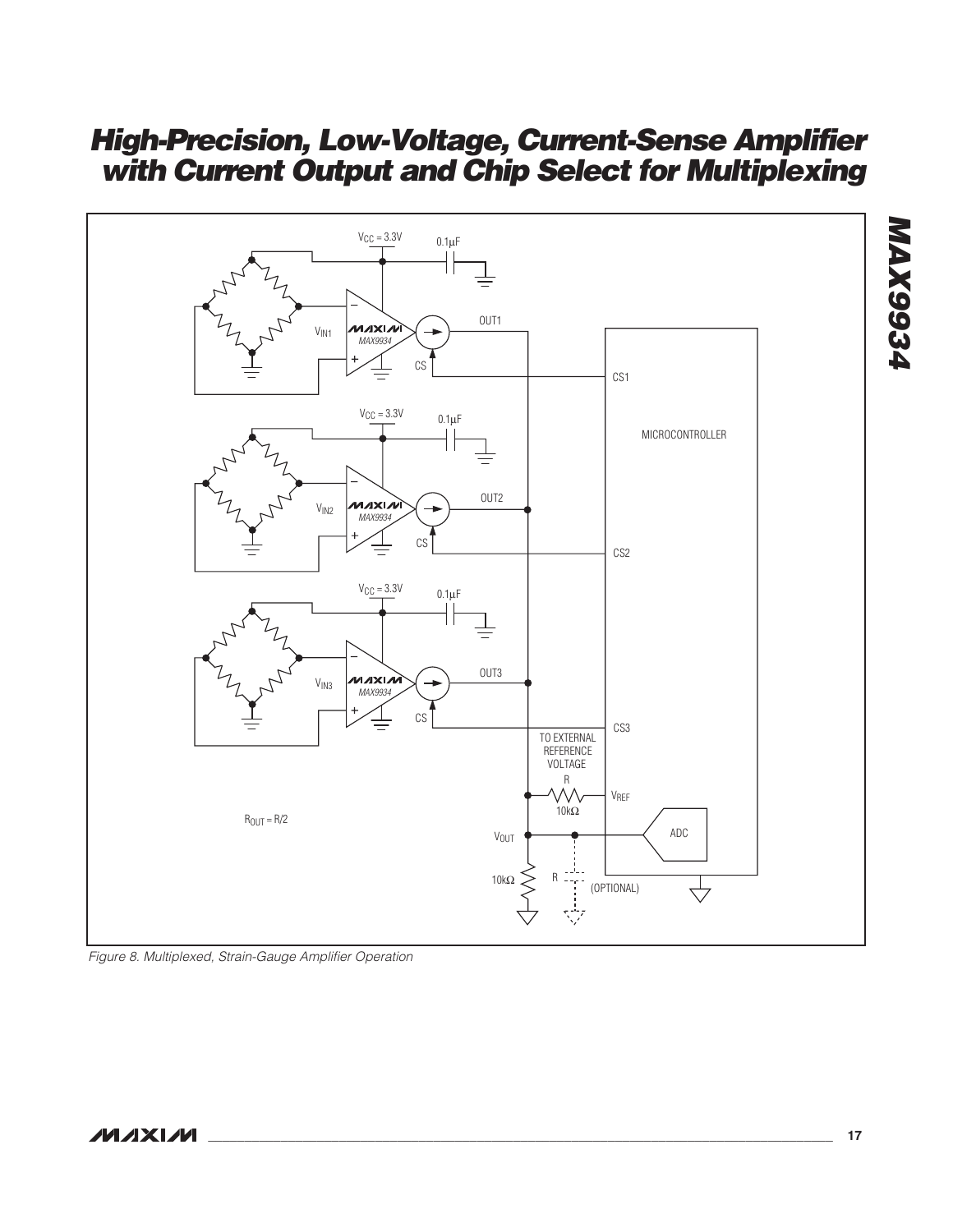Figure 8. Multiplexed, Strain-Gauge Amplifier Operation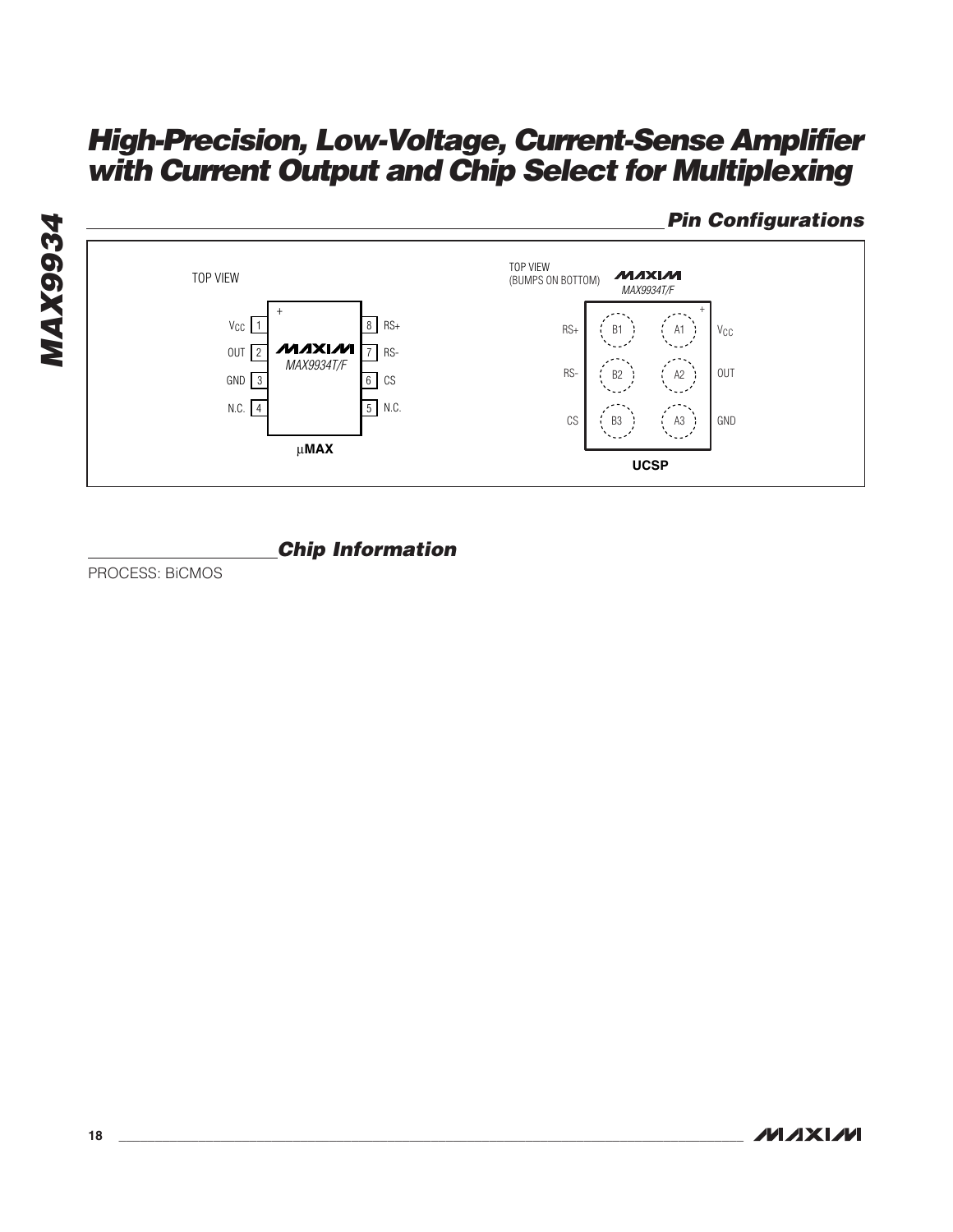## Pin Configurations

**µMAX** (TOP VIEW) — MAX9934T/F

| Pin | Name | Pin | Name |
|---|---|---|---|
| 1 | $V_{CC}$ | 8 | RS+ |
| 2 | OUT | 7 | RS- |
| 3 | GND | 6 | CS |
| 4 | N.C. | 5 | N.C. |

**UCSP** (TOP VIEW (BUMPS ON BOTTOM)) — MAX9934T/F

| Name | Bump | Bump | Name |
|---|---|---|---|
| RS+ | B1 | A1 | $V_{CC}$ |
| RS- | B2 | A2 | OUT |
| CS | B3 | A3 | GND |

## Chip Information

PROCESS: BiCMOS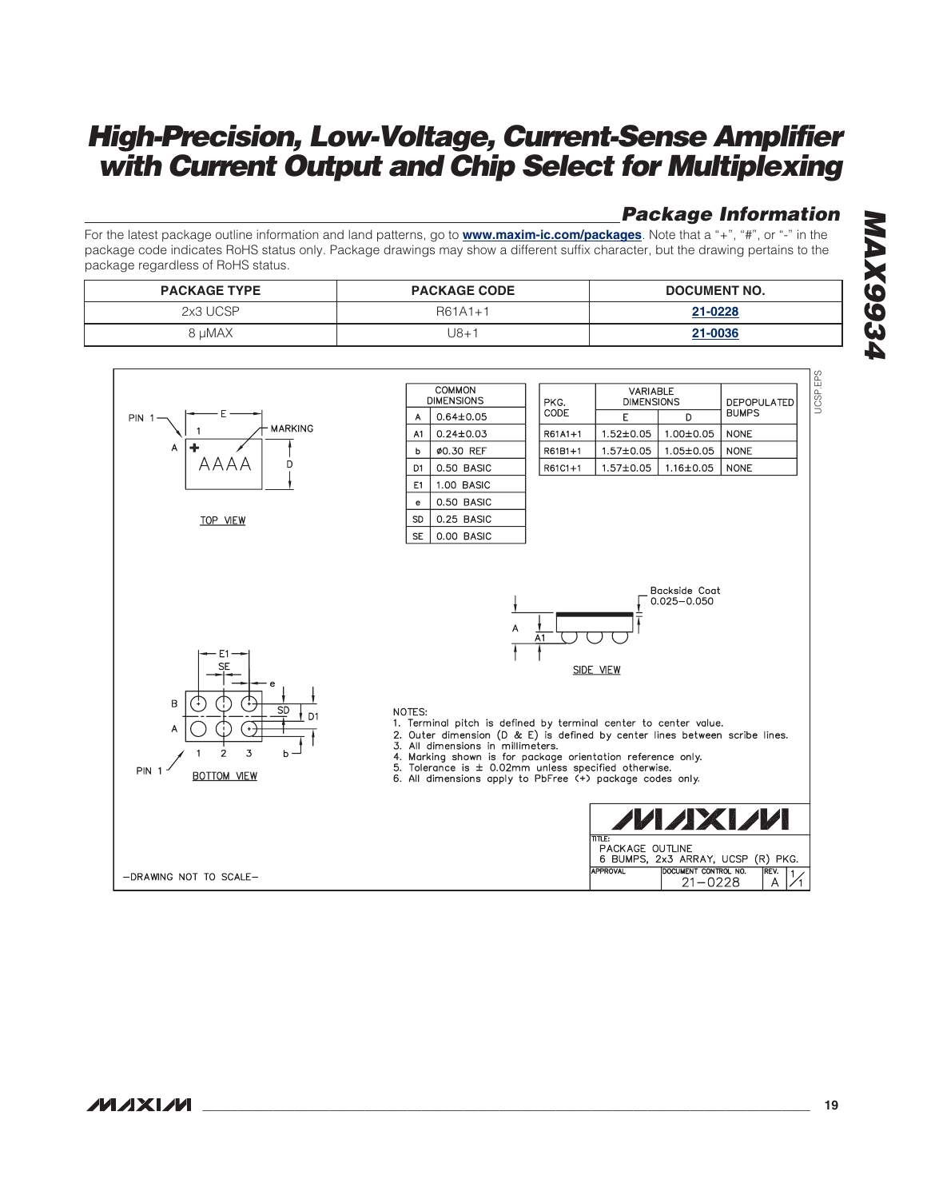## Package Information

For the latest package outline information and land patterns, go to **www.maxim-ic.com/packages**. Note that a "+", "#", or "-" in the package code indicates RoHS status only. Package drawings may show a different suffix character, but the drawing pertains to the package regardless of RoHS status.

| PACKAGE TYPE | PACKAGE CODE | DOCUMENT NO. |
|---|---|---|
| 2x3 UCSP | R61A1+1 | 21-0228 |
| 8 µMAX | U8+1 | 21-0036 |

| COMMON DIMENSIONS | |
|---|---|
| A | 0.64±0.05 |
| A1 | 0.24±0.03 |
| b | ø0.30 REF |
| D1 | 0.50 BASIC |
| E1 | 1.00 BASIC |
| e | 0.50 BASIC |
| SD | 0.25 BASIC |
| SE | 0.00 BASIC |

| PKG. CODE | VARIABLE DIMENSIONS | | DEPOPULATED BUMPS |
|---|---|---|---|
| | E | D | |
| R61A1+1 | 1.52±0.05 | 1.00±0.05 | NONE |
| R61B1+1 | 1.57±0.05 | 1.05±0.05 | NONE |
| R61C1+1 | 1.57±0.05 | 1.16±0.05 | NONE |

TOP VIEW

SIDE VIEW

Backside Coat 0.025–0.050

BOTTOM VIEW

NOTES:
1. Terminal pitch is defined by terminal center to center value.
2. Outer dimension (D & E) is defined by center lines between scribe lines.
3. All dimensions in millimeters.
4. Marking shown is for package orientation reference only.
5. Tolerance is ± 0.02mm unless specified otherwise.
6. All dimensions apply to PbFree (+) package codes only.

TITLE: PACKAGE OUTLINE 6 BUMPS, 2x3 ARRAY, UCSP (R) PKG.

DOCUMENT CONTROL NO. 21-0228 REV. A 1/1

–DRAWING NOT TO SCALE–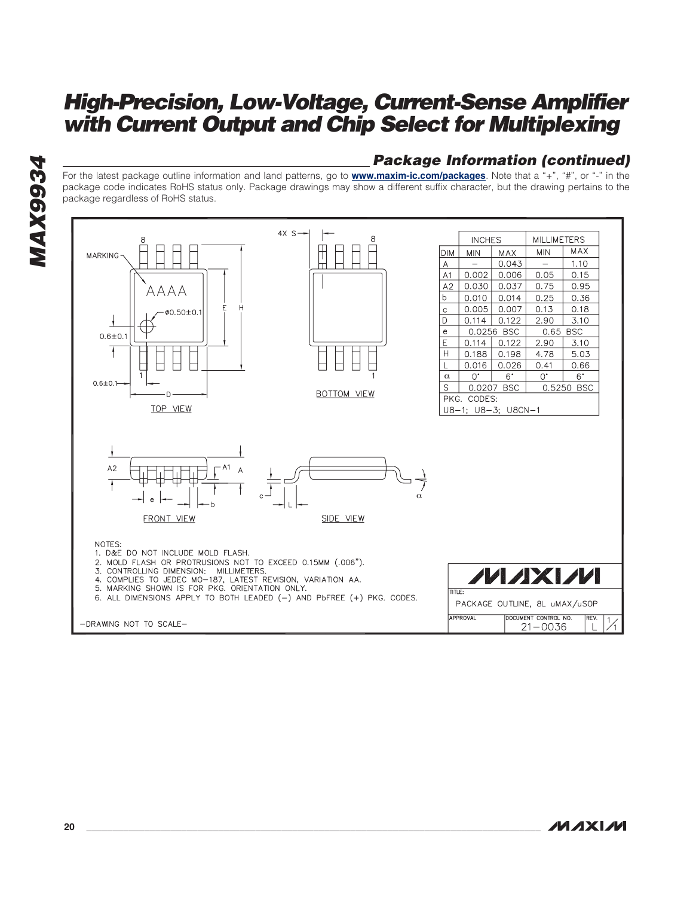## Package Information (continued)

For the latest package outline information and land patterns, go to **www.maxim-ic.com/packages**. Note that a "+", "#", or "-" in the package code indicates RoHS status only. Package drawings may show a different suffix character, but the drawing pertains to the package regardless of RoHS status.

| DIM | INCHES MIN | INCHES MAX | MILLIMETERS MIN | MILLIMETERS MAX |
|---|---|---|---|---|
| A | – | 0.043 | – | 1.10 |
| A1 | 0.002 | 0.006 | 0.05 | 0.15 |
| A2 | 0.030 | 0.037 | 0.75 | 0.95 |
| b | 0.010 | 0.014 | 0.25 | 0.36 |
| c | 0.005 | 0.007 | 0.13 | 0.18 |
| D | 0.114 | 0.122 | 2.90 | 3.10 |
| e | 0.0256 BSC | | 0.65 BSC | |
| E | 0.114 | 0.122 | 2.90 | 3.10 |
| H | 0.188 | 0.198 | 4.78 | 5.03 |
| L | 0.016 | 0.026 | 0.41 | 0.66 |
| α | 0° | 6° | 0° | 6° |
| S | 0.0207 BSC | | 0.5250 BSC | |

PKG. CODES:
U8–1; U8–3; U8CN–1

NOTES:
1. D&E DO NOT INCLUDE MOLD FLASH.
2. MOLD FLASH OR PROTRUSIONS NOT TO EXCEED 0.15MM (.006").
3. CONTROLLING DIMENSION: MILLIMETERS.
4. COMPLIES TO JEDEC MO–187, LATEST REVISION, VARIATION AA.
5. MARKING SHOWN IS FOR PKG. ORIENTATION ONLY.
6. ALL DIMENSIONS APPLY TO BOTH LEADED (–) AND PbFREE (+) PKG. CODES.

–DRAWING NOT TO SCALE–

MAXIM

TITLE: PACKAGE OUTLINE, 8L uMAX/uSOP

APPROVAL | DOCUMENT CONTROL NO. 21–0036 | REV. L | 1/1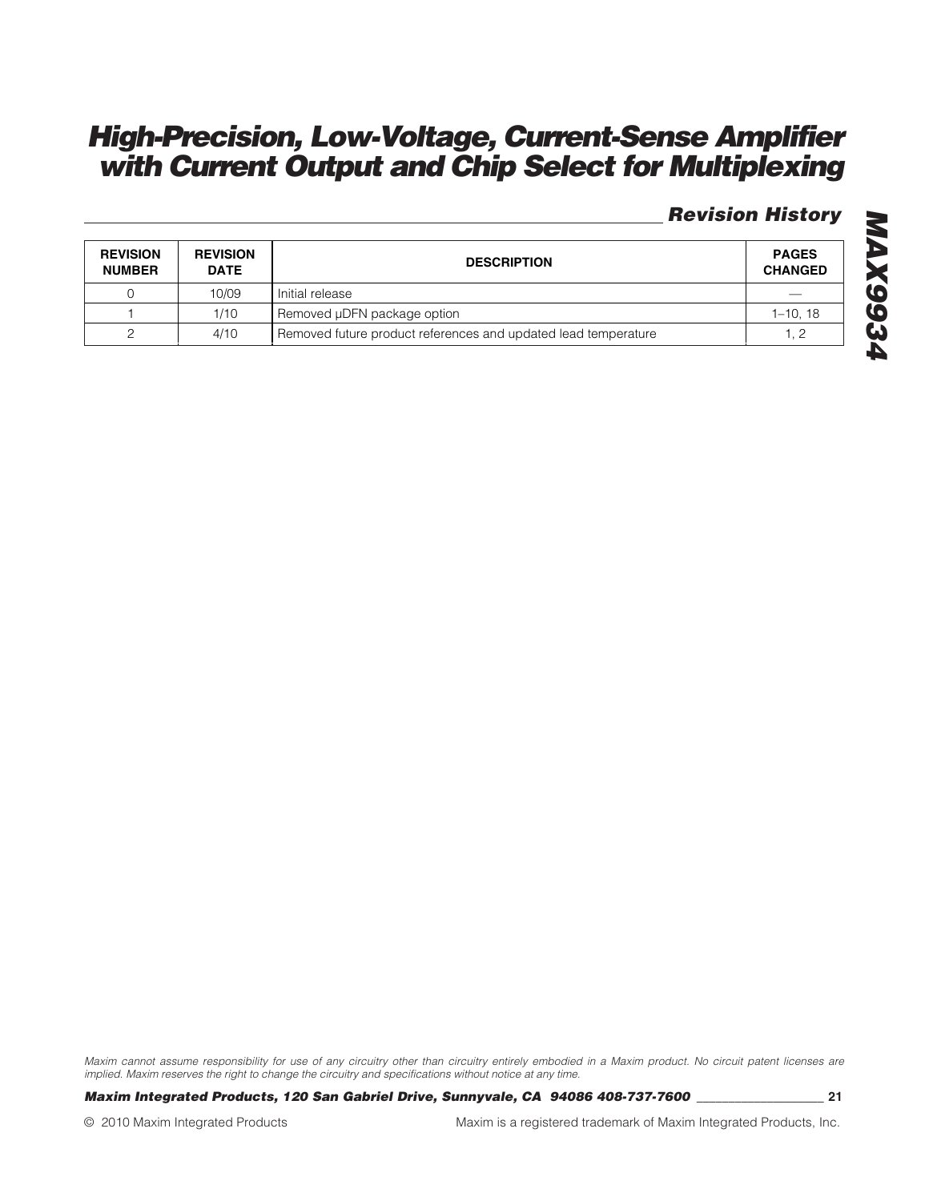## Revision History

| REVISION NUMBER | REVISION DATE | DESCRIPTION | PAGES CHANGED |
|---|---|---|---|
| 0 | 10/09 | Initial release | — |
| 1 | 1/10 | Removed μDFN package option | 1–10, 18 |
| 2 | 4/10 | Removed future product references and updated lead temperature | 1, 2 |

*Maxim cannot assume responsibility for use of any circuitry other than circuitry entirely embodied in a Maxim product. No circuit patent licenses are implied. Maxim reserves the right to change the circuitry and specifications without notice at any time.*

***Maxim Integrated Products, 120 San Gabriel Drive, Sunnyvale, CA 94086 408-737-7600***

© 2010 Maxim Integrated Products

Maxim is a registered trademark of Maxim Integrated Products, Inc.